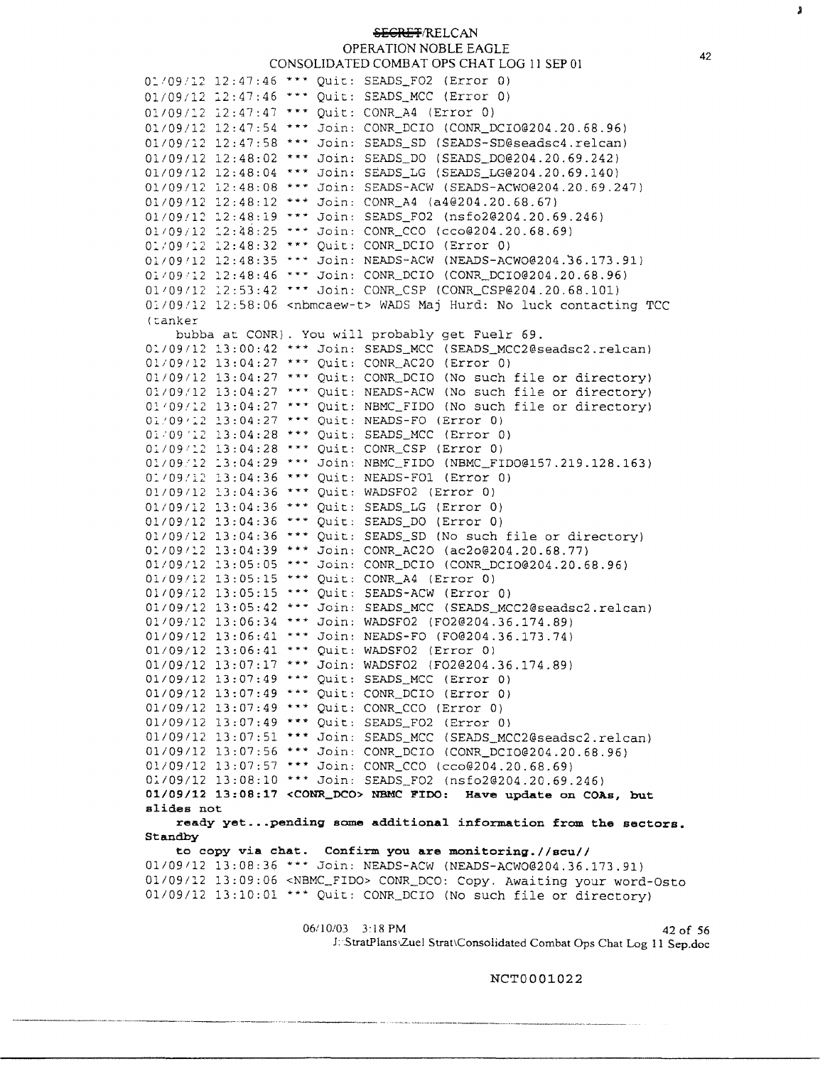SECRET/RELCAN
OPERATION NOBLE EAGLE
CONSOLIDATED COMBAT OPS CHAT LOG 11 SEP 01

```
01/09/12 12:47:46 *** Quit: SEADS_FO2 (Error 0)
01/09/12 12:47:46 *** Quit: SEADS_MCC (Error 0)
01/09/12 12:47:47 *** Quit: CONR_A4 (Error 0)
01/09/12 12:47:54 *** Join: CONR_DCIO (CONR_DCIO@204.20.68.96)
01/09/12 12:47:58 *** Join: SEADS_SD (SEADS-SD@seadsc4.relcan)
01/09/12 12:48:02 *** Join: SEADS_DO (SEADS_DO@204.20.69.242)
01/09/12 12:48:04 *** Join: SEADS_LG (SEADS_LG@204.20.69.140)
01/09/12 12:48:08 *** Join: SEADS-ACW (SEADS-ACWO@204.20.69.247)
01/09/12 12:48:12 *** Join: CONR_A4 (a4@204.20.68.67)
01/09/12 12:48:19 *** Join: SEADS_FO2 (nsfo2@204.20.69.246)
01/09/12 12:48:25 *** Join: CONR_CCO (cco@204.20.68.69)
01/09/12 12:48:32 *** Quit: CONR_DCIO (Error 0)
01/09/12 12:48:35 *** Join: NEADS-ACW (NEADS-ACWO@204.36.173.91)
01/09/12 12:48:46 *** Join: CONR_DCIO (CONR_DCIO@204.20.68.96)
01/09/12 12:53:42 *** Join: CONR_CSP (CONR_CSP@204.20.68.101)
01/09/12 12:58:06 <nbmcaew-t> WADS Maj Hurd: No luck contacting TCC
(tanker
    bubba at CONR). You will probably get Fuelr 69.
01/09/12 13:00:42 *** Join: SEADS_MCC (SEADS_MCC2@seadsc2.relcan)
01/09/12 13:04:27 *** Quit: CONR_AC2O (Error 0)
01/09/12 13:04:27 *** Quit: CONR_DCIO (No such file or directory)
01/09/12 13:04:27 *** Quit: NEADS-ACW (No such file or directory)
01/09/12 13:04:27 *** Quit: NBMC_FIDO (No such file or directory)
01/09/12 13:04:27 *** Quit: NEADS-FO (Error 0)
01/09/12 13:04:28 *** Quit: SEADS_MCC (Error 0)
01/09/12 13:04:28 *** Quit: CONR_CSP (Error 0)
01/09/12 13:04:29 *** Join: NBMC_FIDO (NBMC_FIDO@157.219.128.163)
01/09/12 13:04:36 *** Quit: NEADS-FO1 (Error 0)
01/09/12 13:04:36 *** Quit: WADSFO2 (Error 0)
01/09/12 13:04:36 *** Quit: SEADS_LG (Error 0)
01/09/12 13:04:36 *** Quit: SEADS_DO (Error 0)
01/09/12 13:04:36 *** Quit: SEADS_SD (No such file or directory)
01/09/12 13:04:39 *** Join: CONR_AC2O (ac2o@204.20.68.77)
01/09/12 13:05:05 *** Join: CONR_DCIO (CONR_DCIO@204.20.68.96)
01/09/12 13:05:15 *** Quit: CONR_A4 (Error 0)
01/09/12 13:05:15 *** Quit: SEADS-ACW (Error 0)
01/09/12 13:05:42 *** Join: SEADS_MCC (SEADS_MCC2@seadsc2.relcan)
01/09/12 13:06:34 *** Join: WADSFO2 (FO2@204.36.174.89)
01/09/12 13:06:41 *** Join: NEADS-FO (FO@204.36.173.74)
01/09/12 13:06:41 *** Quit: WADSFO2 (Error 0)
01/09/12 13:07:17 *** Join: WADSFO2 (FO2@204.36.174.89)
01/09/12 13:07:49 *** Quit: SEADS_MCC (Error 0)
01/09/12 13:07:49 *** Quit: CONR_DCIO (Error 0)
01/09/12 13:07:49 *** Quit: CONR_CCO (Error 0)
01/09/12 13:07:49 *** Quit: SEADS_FO2 (Error 0)
01/09/12 13:07:51 *** Join: SEADS_MCC (SEADS_MCC2@seadsc2.relcan)
01/09/12 13:07:56 *** Join: CONR_DCIO (CONR_DCIO@204.20.68.96)
01/09/12 13:07:57 *** Join: CONR_CCO (cco@204.20.68.69)
01/09/12 13:08:10 *** Join: SEADS_FO2 (nsfo2@204.20.69.246)
```

**01/09/12 13:08:17 <CONR_DCO> NBMC FIDO: Have update on COAs, but slides not ready yet...pending some additional information from the sectors. Standby to copy via chat. Confirm you are monitoring.//scu//**

```
01/09/12 13:08:36 *** Join: NEADS-ACW (NEADS-ACWO@204.36.173.91)
01/09/12 13:09:06 <NBMC_FIDO> CONR_DCO: Copy. Awaiting your word-Osto
01/09/12 13:10:01 *** Quit: CONR_DCIO (No such file or directory)
```

06/10/03 3:18 PM
J:\StratPlans\Zuel Strat\Consolidated Combat Ops Chat Log 11 Sep.doc

NCT0001022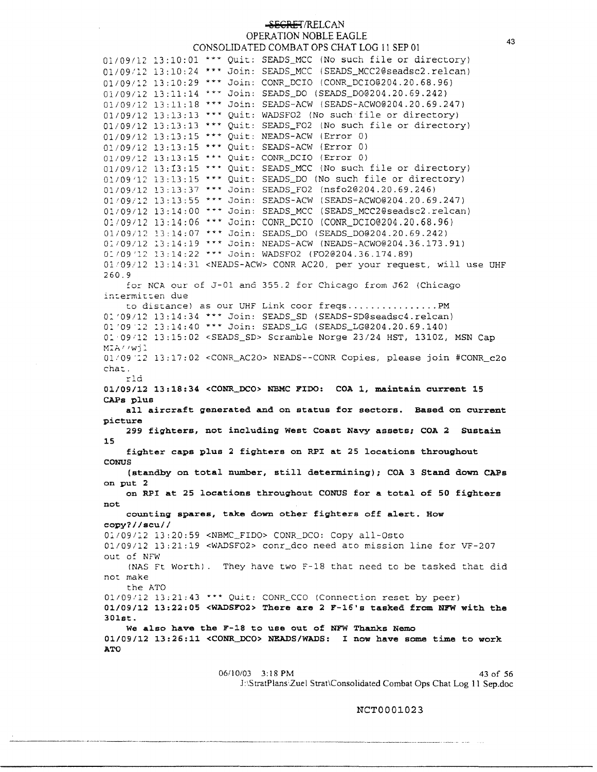SECRET/RELCAN
OPERATION NOBLE EAGLE
CONSOLIDATED COMBAT OPS CHAT LOG 11 SEP 01

```
01/09/12 13:10:01 *** Quit: SEADS_MCC (No such file or directory)
01/09/12 13:10:24 *** Join: SEADS_MCC (SEADS_MCC2@seadsc2.relcan)
01/09/12 13:10:29 *** Join: CONR_DCIO (CONR_DCIO@204.20.68.96)
01/09/12 13:11:14 *** Join: SEADS_DO (SEADS_DO@204.20.69.242)
01/09/12 13:11:18 *** Join: SEADS-ACW (SEADS-ACWO@204.20.69.247)
01/09/12 13:13:13 *** Quit: WADSFO2 (No such file or directory)
01/09/12 13:13:13 *** Quit: SEADS_FO2 (No such file or directory)
01/09/12 13:13:15 *** Quit: NEADS-ACW (Error 0)
01/09/12 13:13:15 *** Quit: SEADS-ACW (Error 0)
01/09/12 13:13:15 *** Quit: CONR_DCIO (Error 0)
01/09/12 13:13:15 *** Quit: SEADS_MCC (No such file or directory)
01/09/12 13:13:15 *** Quit: SEADS_DO (No such file or directory)
01/09/12 13:13:37 *** Join: SEADS_FO2 (nsfo2@204.20.69.246)
01/09/12 13:13:55 *** Join: SEADS-ACW (SEADS-ACWO@204.20.69.247)
01/09/12 13:14:00 *** Join: SEADS_MCC (SEADS_MCC2@seadsc2.relcan)
01/09/12 13:14:06 *** Join: CONR_DCIO (CONR_DCIO@204.20.68.96)
01/09/12 13:14:07 *** Join: SEADS_DO (SEADS_DO@204.20.69.242)
01/09/12 13:14:19 *** Join: NEADS-ACW (NEADS-ACWO@204.36.173.91)
01/09/12 13:14:22 *** Join: WADSFO2 (FO2@204.36.174.89)
01/09/12 13:14:31 <NEADS-ACW> CONR AC20, per your request, will use UHF 260.9
    for NCA our of J-01 and 355.2 for Chicago from J62 (Chicago intermitten due
    to distance) as our UHF Link coor freqs................PM
01/09/12 13:14:34 *** Join: SEADS_SD (SEADS-SD@seadsc4.relcan)
01/09/12 13:14:40 *** Join: SEADS_LG (SEADS_LG@204.20.69.140)
01/09/12 13:15:02 <SEADS_SD> Scramble Norge 23/24 HST, 1310Z, MSN Cap MIA//wjl
01/09/12 13:17:02 <CONR_AC20> NEADS--CONR Copies, please join #CONR_c2o chat.
    rld
```

**01/09/12 13:18:34 <CONR_DCO> NBMC FIDO: COA 1, maintain current 15 CAPs plus all aircraft generated and on status for sectors. Based on current picture 299 fighters, not including West Coast Navy assets; COA 2 Sustain 15 fighter caps plus 2 fighters on RPI at 25 locations throughout CONUS (standby on total number, still determining); COA 3 Stand down CAPs on put 2 on RPI at 25 locations throughout CONUS for a total of 50 fighters not counting spares, take down other fighters off alert. How copy?//scu//**

```
01/09/12 13:20:59 <NBMC_FIDO> CONR_DCO: Copy all-Osto
01/09/12 13:21:19 <WADSFO2> conr_dco need ato mission line for VF-207 out of NFW
    (NAS Ft Worth). They have two F-18 that need to be tasked that did not make
    the ATO
01/09/12 13:21:43 *** Quit: CONR_CCO (Connection reset by peer)
```

**01/09/12 13:22:05 <WADSFO2> There are 2 F-16's tasked from NFW with the 301st. We also have the F-18 to use out of NFW Thanks Nemo**

**01/09/12 13:26:11 <CONR_DCO> NEADS/WADS: I now have some time to work ATO**

06/10/03 3:18 PM
J:\StratPlans\Zuel Strat\Consolidated Combat Ops Chat Log 11 Sep.doc

NCT0001023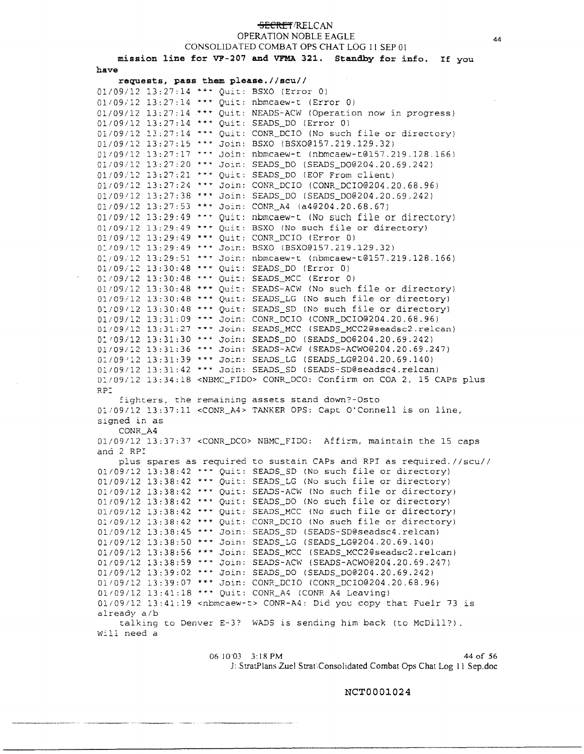**mission line for VF-207 and VFMA 321. Standby for info. If you have**
**requests, pass them please.//scu//**

```
01/09/12 13:27:14 *** Quit: BSXO (Error 0)
01/09/12 13:27:14 *** Quit: nbmcaew-t (Error 0)
01/09/12 13:27:14 *** Quit: NEADS-ACW (Operation now in progress)
01/09/12 13:27:14 *** Quit: SEADS_DO (Error 0)
01/09/12 13:27:14 *** Quit: CONR_DCIO (No such file or directory)
01/09/12 13:27:15 *** Join: BSXO (BSXO@157.219.129.32)
01/09/12 13:27:17 *** Join: nbmcaew-t (nbmcaew-t@157.219.128.166)
01/09/12 13:27:20 *** Join: SEADS_DO (SEADS_DO@204.20.69.242)
01/09/12 13:27:21 *** Quit: SEADS_DO (EOF From client)
01/09/12 13:27:24 *** Join: CONR_DCIO (CONR_DCIO@204.20.68.96)
01/09/12 13:27:38 *** Join: SEADS_DO (SEADS_DO@204.20.69.242)
01/09/12 13:27:53 *** Join: CONR_A4 (a4@204.20.68.67)
01/09/12 13:29:49 *** Quit: nbmcaew-t (No such file or directory)
01/09/12 13:29:49 *** Quit: BSXO (No such file or directory)
01/09/12 13:29:49 *** Quit: CONR_DCIO (Error 0)
01/09/12 13:29:49 *** Join: BSXO (BSXO@157.219.129.32)
01/09/12 13:29:51 *** Join: nbmcaew-t (nbmcaew-t@157.219.128.166)
01/09/12 13:30:48 *** Quit: SEADS_DO (Error 0)
01/09/12 13:30:48 *** Quit: SEADS_MCC (Error 0)
01/09/12 13:30:48 *** Quit: SEADS-ACW (No such file or directory)
01/09/12 13:30:48 *** Quit: SEADS_LG (No such file or directory)
01/09/12 13:30:48 *** Quit: SEADS_SD (No such file or directory)
01/09/12 13:31:09 *** Join: CONR_DCIO (CONR_DCIO@204.20.68.96)
01/09/12 13:31:27 *** Join: SEADS_MCC (SEADS_MCC2@seadsc2.relcan)
01/09/12 13:31:30 *** Join: SEADS_DO (SEADS_DO@204.20.69.242)
01/09/12 13:31:36 *** Join: SEADS-ACW (SEADS-ACWO@204.20.69.247)
01/09/12 13:31:39 *** Join: SEADS_LG (SEADS_LG@204.20.69.140)
01/09/12 13:31:42 *** Join: SEADS_SD (SEADS-SD@seadsc4.relcan)
01/09/12 13:34:18 <NBMC_FIDO> CONR_DCO: Confirm on COA 2, 15 CAPs plus RPI
    fighters, the remaining assets stand down?-Osto
01/09/12 13:37:11 <CONR_A4> TANKER OPS: Capt O'Connell is on line, signed in as
    CONR_A4
01/09/12 13:37:37 <CONR_DCO> NBMC_FIDO: Affirm, maintain the 15 caps and 2 RPI
    plus spares as required to sustain CAPs and RPI as required.//scu//
01/09/12 13:38:42 *** Quit: SEADS_SD (No such file or directory)
01/09/12 13:38:42 *** Quit: SEADS_LG (No such file or directory)
01/09/12 13:38:42 *** Quit: SEADS-ACW (No such file or directory)
01/09/12 13:38:42 *** Quit: SEADS_DO (No such file or directory)
01/09/12 13:38:42 *** Quit: SEADS_MCC (No such file or directory)
01/09/12 13:38:42 *** Quit: CONR_DCIO (No such file or directory)
01/09/12 13:38:45 *** Join: SEADS_SD (SEADS-SD@seadsc4.relcan)
01/09/12 13:38:50 *** Join: SEADS_LG (SEADS_LG@204.20.69.140)
01/09/12 13:38:56 *** Join: SEADS_MCC (SEADS_MCC2@seadsc2.relcan)
01/09/12 13:38:59 *** Join: SEADS-ACW (SEADS-ACWO@204.20.69.247)
01/09/12 13:39:02 *** Join: SEADS_DO (SEADS_DO@204.20.69.242)
01/09/12 13:39:07 *** Join: CONR_DCIO (CONR_DCIO@204.20.68.96)
01/09/12 13:41:18 *** Quit: CONR_A4 (CONR A4 Leaving)
01/09/12 13:41:19 <nbmcaew-t> CONR-A4: Did you copy that Fuelr 73 is already a/b
    talking to Denver E-3? WADS is sending him back (to McDill?). Will need a
```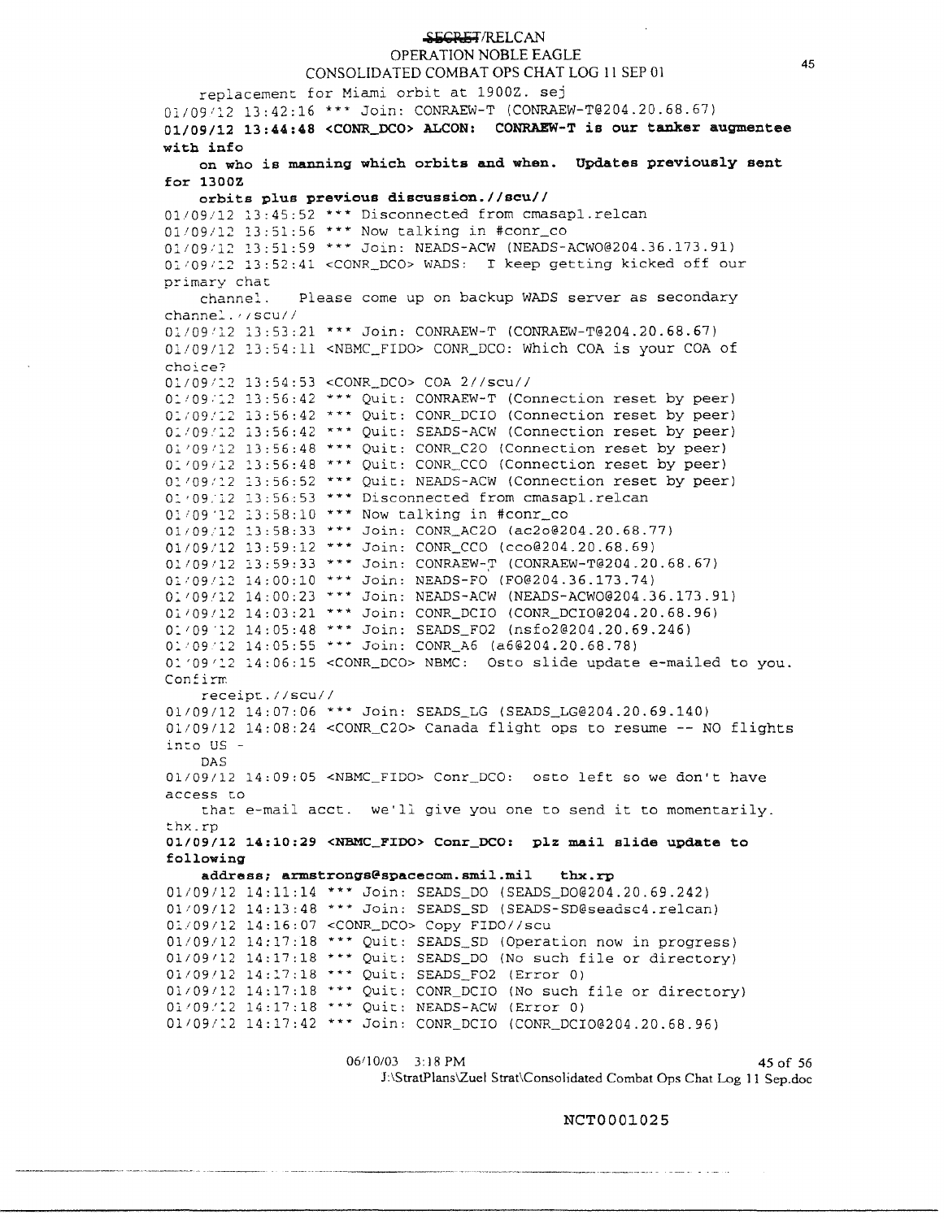replacement for Miami orbit at 1900Z. sej
01/09/12 13:42:16 *** Join: CONRAEW-T (CONRAEW-T@204.20.68.67)
**01/09/12 13:44:48 <CONR_DCO> ALCON: CONRAEW-T is our tanker augmentee with info on who is manning which orbits and when. Updates previously sent for 1300Z orbits plus previous discussion.//scu//**
01/09/12 13:45:52 *** Disconnected from cmasapl.relcan
01/09/12 13:51:56 *** Now talking in #conr_co
01/09/12 13:51:59 *** Join: NEADS-ACW (NEADS-ACWO@204.36.173.91)
01/09/12 13:52:41 <CONR_DCO> WADS: I keep getting kicked off our primary chat channel. Please come up on backup WADS server as secondary channel.//scu//
01/09/12 13:53:21 *** Join: CONRAEW-T (CONRAEW-T@204.20.68.67)
01/09/12 13:54:11 <NBMC_FIDO> CONR_DCO: Which COA is your COA of choice?
01/09/12 13:54:53 <CONR_DCO> COA 2//scu//
01/09/12 13:56:42 *** Quit: CONRAEW-T (Connection reset by peer)
01/09/12 13:56:42 *** Quit: CONR_DCIO (Connection reset by peer)
01/09/12 13:56:42 *** Quit: SEADS-ACW (Connection reset by peer)
01/09/12 13:56:48 *** Quit: CONR_C2O (Connection reset by peer)
01/09/12 13:56:48 *** Quit: CONR_CCO (Connection reset by peer)
01/09/12 13:56:52 *** Quit: NEADS-ACW (Connection reset by peer)
01/09/12 13:56:53 *** Disconnected from cmasapl.relcan
01/09/12 13:58:10 *** Now talking in #conr_co
01/09/12 13:58:33 *** Join: CONR_AC2O (ac2o@204.20.68.77)
01/09/12 13:59:12 *** Join: CONR_CCO (cco@204.20.68.69)
01/09/12 13:59:33 *** Join: CONRAEW-T (CONRAEW-T@204.20.68.67)
01/09/12 14:00:10 *** Join: NEADS-FO (FO@204.36.173.74)
01/09/12 14:00:23 *** Join: NEADS-ACW (NEADS-ACWO@204.36.173.91)
01/09/12 14:03:21 *** Join: CONR_DCIO (CONR_DCIO@204.20.68.96)
01/09/12 14:05:48 *** Join: SEADS_FO2 (nsfo2@204.20.69.246)
01/09/12 14:05:55 *** Join: CONR_A6 (a6@204.20.68.78)
01/09/12 14:06:15 <CONR_DCO> NBMC: Osto slide update e-mailed to you. Confirm receipt.//scu//
01/09/12 14:07:06 *** Join: SEADS_LG (SEADS_LG@204.20.69.140)
01/09/12 14:08:24 <CONR_C2O> Canada flight ops to resume -- NO flights into US - DAS
01/09/12 14:09:05 <NBMC_FIDO> Conr_DCO: osto left so we don't have access to that e-mail acct. we'll give you one to send it to momentarily. thx.rp
**01/09/12 14:10:29 <NBMC_FIDO> Conr_DCO: plz mail slide update to following address; armstrongs@spacecom.smil.mil thx.rp**
01/09/12 14:11:14 *** Join: SEADS_DO (SEADS_DO@204.20.69.242)
01/09/12 14:13:48 *** Join: SEADS_SD (SEADS-SD@seadsc4.relcan)
01/09/12 14:16:07 <CONR_DCO> Copy FIDO//scu
01/09/12 14:17:18 *** Quit: SEADS_SD (Operation now in progress)
01/09/12 14:17:18 *** Quit: SEADS_DO (No such file or directory)
01/09/12 14:17:18 *** Quit: SEADS_FO2 (Error 0)
01/09/12 14:17:18 *** Quit: CONR_DCIO (No such file or directory)
01/09/12 14:17:18 *** Quit: NEADS-ACW (Error 0)
01/09/12 14:17:42 *** Join: CONR_DCIO (CONR_DCIO@204.20.68.96)

06/10/03 3:18 PM
J:\StratPlans\Zuel Strat\Consolidated Combat Ops Chat Log 11 Sep.doc

NCT0001025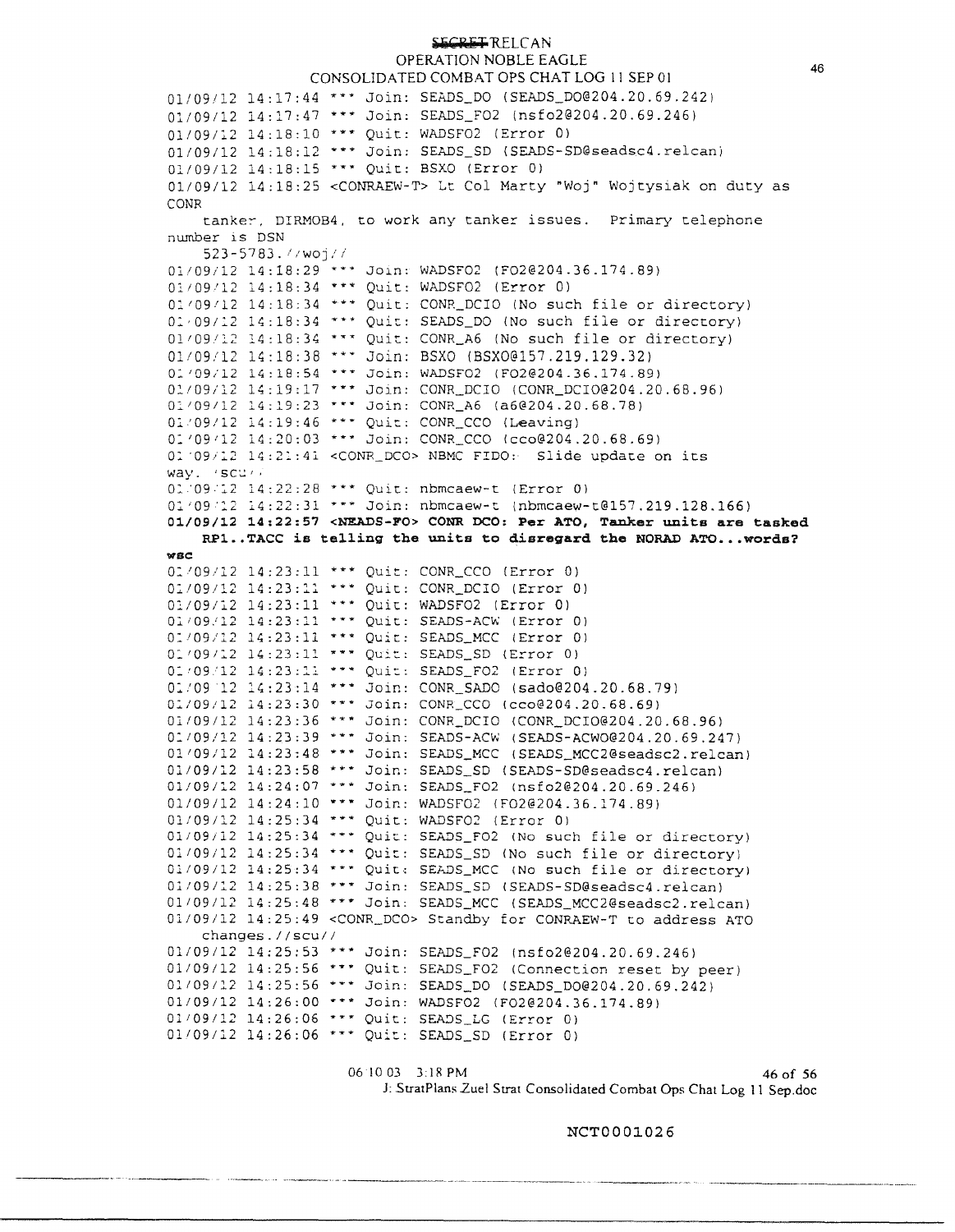SECRET RELCAN
OPERATION NOBLE EAGLE
CONSOLIDATED COMBAT OPS CHAT LOG 11 SEP 01

```
01/09/12 14:17:44 *** Join: SEADS_DO (SEADS_DO@204.20.69.242)
01/09/12 14:17:47 *** Join: SEADS_FO2 (nsfo2@204.20.69.246)
01/09/12 14:18:10 *** Quit: WADSFO2 (Error 0)
01/09/12 14:18:12 *** Join: SEADS_SD (SEADS-SD@seadsc4.relcan)
01/09/12 14:18:15 *** Quit: BSXO (Error 0)
01/09/12 14:18:25 <CONRAEW-T> Lt Col Marty "Woj" Wojtysiak on duty as CONR
    tanker, DIRMOB4, to work any tanker issues.  Primary telephone number is DSN
    523-5783.//woj//
01/09/12 14:18:29 *** Join: WADSFO2 (FO2@204.36.174.89)
01/09/12 14:18:34 *** Quit: WADSFO2 (Error 0)
01/09/12 14:18:34 *** Quit: CONR_DCIO (No such file or directory)
01/09/12 14:18:34 *** Quit: SEADS_DO (No such file or directory)
01/09/12 14:18:34 *** Quit: CONR_A6 (No such file or directory)
01/09/12 14:18:38 *** Join: BSXO (BSXO@157.219.129.32)
01/09/12 14:18:54 *** Join: WADSFO2 (FO2@204.36.174.89)
01/09/12 14:19:17 *** Join: CONR_DCIO (CONR_DCIO@204.20.68.96)
01/09/12 14:19:23 *** Join: CONR_A6 (a6@204.20.68.78)
01/09/12 14:19:46 *** Quit: CONR_CCO (Leaving)
01/09/12 14:20:03 *** Join: CONR_CCO (cco@204.20.68.69)
01/09/12 14:21:41 <CONR_DCO> NBMC FIDO:  Slide update on its way. //scu//
01/09/12 14:22:28 *** Quit: nbmcaew-t (Error 0)
01/09/12 14:22:31 *** Join: nbmcaew-t (nbmcaew-t@157.219.128.166)
```

**01/09/12 14:22:57 <NEADS-FO> CONR DCO: Per ATO, Tanker units are tasked RP1..TACC is telling the units to disregard the NORAD ATO...words? wsc**

```
01/09/12 14:23:11 *** Quit: CONR_CCO (Error 0)
01/09/12 14:23:11 *** Quit: CONR_DCIO (Error 0)
01/09/12 14:23:11 *** Quit: WADSFO2 (Error 0)
01/09/12 14:23:11 *** Quit: SEADS-ACW (Error 0)
01/09/12 14:23:11 *** Quit: SEADS_MCC (Error 0)
01/09/12 14:23:11 *** Quit: SEADS_SD (Error 0)
01/09/12 14:23:11 *** Quit: SEADS_FO2 (Error 0)
01/09/12 14:23:14 *** Join: CONR_SADO (sado@204.20.68.79)
01/09/12 14:23:30 *** Join: CONR_CCO (cco@204.20.68.69)
01/09/12 14:23:36 *** Join: CONR_DCIO (CONR_DCIO@204.20.68.96)
01/09/12 14:23:39 *** Join: SEADS-ACW (SEADS-ACWO@204.20.69.247)
01/09/12 14:23:48 *** Join: SEADS_MCC (SEADS_MCC2@seadsc2.relcan)
01/09/12 14:23:58 *** Join: SEADS_SD (SEADS-SD@seadsc4.relcan)
01/09/12 14:24:07 *** Join: SEADS_FO2 (nsfo2@204.20.69.246)
01/09/12 14:24:10 *** Join: WADSFO2 (FO2@204.36.174.89)
01/09/12 14:25:34 *** Quit: WADSFO2 (Error 0)
01/09/12 14:25:34 *** Quit: SEADS_FO2 (No such file or directory)
01/09/12 14:25:34 *** Quit: SEADS_SD (No such file or directory)
01/09/12 14:25:34 *** Quit: SEADS_MCC (No such file or directory)
01/09/12 14:25:38 *** Join: SEADS_SD (SEADS-SD@seadsc4.relcan)
01/09/12 14:25:48 *** Join: SEADS_MCC (SEADS_MCC2@seadsc2.relcan)
01/09/12 14:25:49 <CONR_DCO> Standby for CONRAEW-T to address ATO
    changes.//scu//
01/09/12 14:25:53 *** Join: SEADS_FO2 (nsfo2@204.20.69.246)
01/09/12 14:25:56 *** Quit: SEADS_FO2 (Connection reset by peer)
01/09/12 14:25:56 *** Join: SEADS_DO (SEADS_DO@204.20.69.242)
01/09/12 14:26:00 *** Join: WADSFO2 (FO2@204.36.174.89)
01/09/12 14:26:06 *** Quit: SEADS_LG (Error 0)
01/09/12 14:26:06 *** Quit: SEADS_SD (Error 0)
```

06 10 03 3:18 PM
J: StratPlans Zuel Strat Consolidated Combat Ops Chat Log 11 Sep.doc

NCT0001026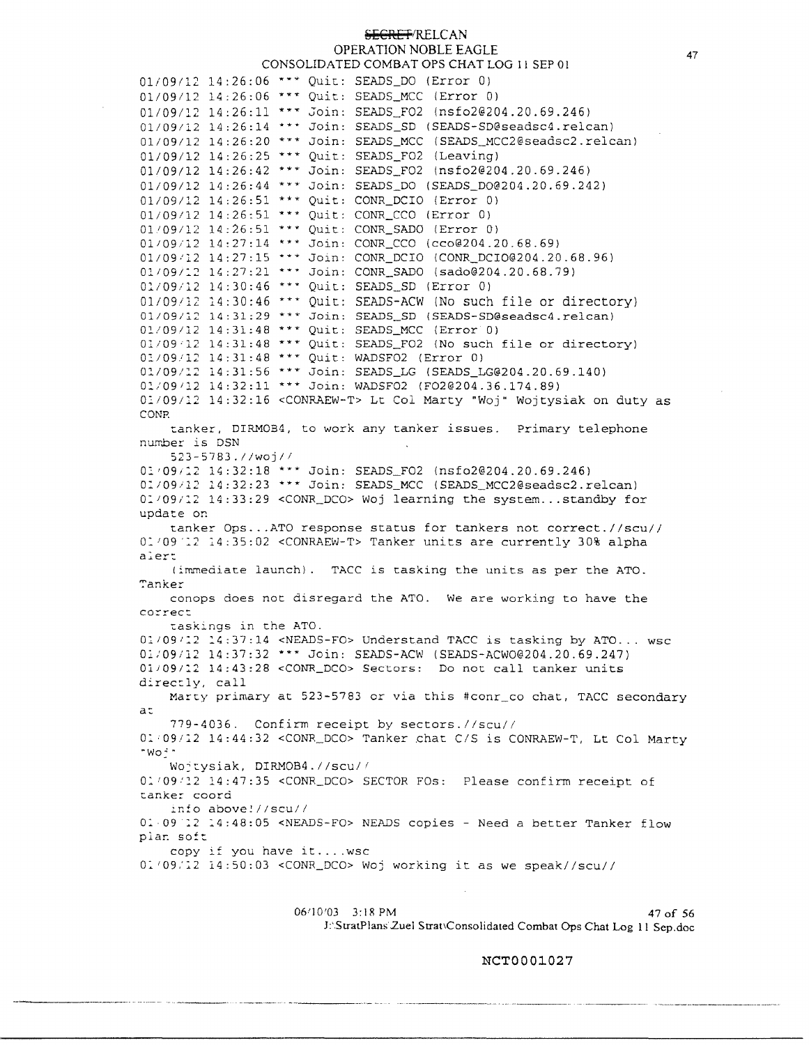SECRET/RELCAN
OPERATION NOBLE EAGLE
CONSOLIDATED COMBAT OPS CHAT LOG 11 SEP 01

```
01/09/12 14:26:06 *** Quit: SEADS_DO (Error 0)
01/09/12 14:26:06 *** Quit: SEADS_MCC (Error 0)
01/09/12 14:26:11 *** Join: SEADS_FO2 (nsfo2@204.20.69.246)
01/09/12 14:26:14 *** Join: SEADS_SD (SEADS-SD@seadsc4.relcan)
01/09/12 14:26:20 *** Join: SEADS_MCC (SEADS_MCC2@seadsc2.relcan)
01/09/12 14:26:25 *** Quit: SEADS_FO2 (Leaving)
01/09/12 14:26:42 *** Join: SEADS_FO2 (nsfo2@204.20.69.246)
01/09/12 14:26:44 *** Join: SEADS_DO (SEADS_DO@204.20.69.242)
01/09/12 14:26:51 *** Quit: CONR_DCIO (Error 0)
01/09/12 14:26:51 *** Quit: CONR_CCO (Error 0)
01/09/12 14:26:51 *** Quit: CONR_SADO (Error 0)
01/09/12 14:27:14 *** Join: CONR_CCO (cco@204.20.68.69)
01/09/12 14:27:15 *** Join: CONR_DCIO (CONR_DCIO@204.20.68.96)
01/09/12 14:27:21 *** Join: CONR_SADO (sado@204.20.68.79)
01/09/12 14:30:46 *** Quit: SEADS_SD (Error 0)
01/09/12 14:30:46 *** Quit: SEADS-ACW (No such file or directory)
01/09/12 14:31:29 *** Join: SEADS_SD (SEADS-SD@seadsc4.relcan)
01/09/12 14:31:48 *** Quit: SEADS_MCC (Error 0)
01/09/12 14:31:48 *** Quit: SEADS_FO2 (No such file or directory)
01/09/12 14:31:48 *** Quit: WADSFO2 (Error 0)
01/09/12 14:31:56 *** Join: SEADS_LG (SEADS_LG@204.20.69.140)
01/09/12 14:32:11 *** Join: WADSFO2 (FO2@204.36.174.89)
01/09/12 14:32:16 <CONRAEW-T> Lt Col Marty "Woj" Wojtysiak on duty as CONR
    tanker, DIRMOB4, to work any tanker issues.  Primary telephone number is DSN
    523-5783.//woj//
01/09/12 14:32:18 *** Join: SEADS_FO2 (nsfo2@204.20.69.246)
01/09/12 14:32:23 *** Join: SEADS_MCC (SEADS_MCC2@seadsc2.relcan)
01/09/12 14:33:29 <CONR_DCO> Woj learning the system...standby for update on
    tanker Ops...ATO response status for tankers not correct.//scu//
01/09/12 14:35:02 <CONRAEW-T> Tanker units are currently 30% alpha alert
    (immediate launch).  TACC is tasking the units as per the ATO.  Tanker
    conops does not disregard the ATO.  We are working to have the correct
    taskings in the ATO.
01/09/12 14:37:14 <NEADS-FO> Understand TACC is tasking by ATO... wsc
01/09/12 14:37:32 *** Join: SEADS-ACW (SEADS-ACWO@204.20.69.247)
01/09/12 14:43:28 <CONR_DCO> Sectors:  Do not call tanker units directly, call
    Marty primary at 523-5783 or via this #conr_co chat, TACC secondary at
    779-4036.  Confirm receipt by sectors.//scu//
01/09/12 14:44:32 <CONR_DCO> Tanker chat C/S is CONRAEW-T, Lt Col Marty "Woj"
    Wojtysiak, DIRMOB4.//scu//
01/09/12 14:47:35 <CONR_DCO> SECTOR FOs:  Please confirm receipt of tanker coord
    info above!//scu//
01/09/12 14:48:05 <NEADS-FO> NEADS copies - Need a better Tanker flow plan soft
    copy if you have it....wsc
01/09/12 14:50:03 <CONR_DCO> Woj working it as we speak//scu//
```

06/10/03 3:18 PM
J:\StratPlans\Zuel Strat\Consolidated Combat Ops Chat Log 11 Sep.doc

NCT0001027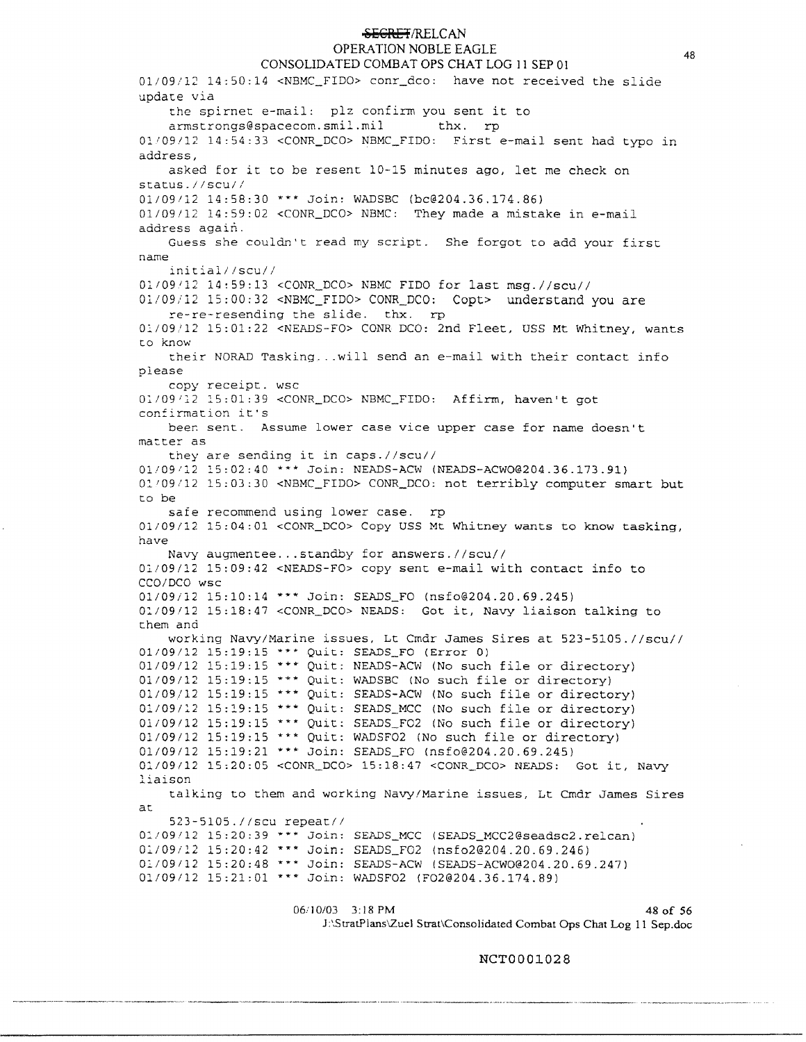SECRET/RELCAN
OPERATION NOBLE EAGLE
CONSOLIDATED COMBAT OPS CHAT LOG 11 SEP 01

```
01/09/12 14:50:14 <NBMC_FIDO> conr_dco: have not received the slide update via
    the spirnet e-mail: plz confirm you sent it to
    armstrongs@spacecom.smil.mil       thx. rp
01/09/12 14:54:33 <CONR_DCO> NBMC_FIDO: First e-mail sent had typo in address,
    asked for it to be resent 10-15 minutes ago, let me check on status.//scu//
01/09/12 14:58:30 *** Join: WADSBC (bc@204.36.174.86)
01/09/12 14:59:02 <CONR_DCO> NBMC: They made a mistake in e-mail address again.
    Guess she couldn't read my script. She forgot to add your first name
    initial//scu//
01/09/12 14:59:13 <CONR_DCO> NBMC FIDO for last msg.//scu//
01/09/12 15:00:32 <NBMC_FIDO> CONR_DCO: Copt> understand you are
    re-re-resending the slide. thx. rp
01/09/12 15:01:22 <NEADS-FO> CONR DCO: 2nd Fleet, USS Mt Whitney, wants to know
    their NORAD Tasking...will send an e-mail with their contact info please
    copy receipt. wsc
01/09/12 15:01:39 <CONR_DCO> NBMC_FIDO: Affirm, haven't got confirmation it's
    been sent. Assume lower case vice upper case for name doesn't matter as
    they are sending it in caps.//scu//
01/09/12 15:02:40 *** Join: NEADS-ACW (NEADS-ACWO@204.36.173.91)
01/09/12 15:03:30 <NBMC_FIDO> CONR_DCO: not terribly computer smart but to be
    safe recommend using lower case. rp
01/09/12 15:04:01 <CONR_DCO> Copy USS Mt Whitney wants to know tasking, have
    Navy augmentee...standby for answers.//scu//
01/09/12 15:09:42 <NEADS-FO> copy sent e-mail with contact info to
CCO/DCO wsc
01/09/12 15:10:14 *** Join: SEADS_FO (nsfo@204.20.69.245)
01/09/12 15:18:47 <CONR_DCO> NEADS: Got it, Navy liaison talking to them and
    working Navy/Marine issues, Lt Cmdr James Sires at 523-5105.//scu//
01/09/12 15:19:15 *** Quit: SEADS_FO (Error 0)
01/09/12 15:19:15 *** Quit: NEADS-ACW (No such file or directory)
01/09/12 15:19:15 *** Quit: WADSBC (No such file or directory)
01/09/12 15:19:15 *** Quit: SEADS-ACW (No such file or directory)
01/09/12 15:19:15 *** Quit: SEADS_MCC (No such file or directory)
01/09/12 15:19:15 *** Quit: SEADS_FO2 (No such file or directory)
01/09/12 15:19:15 *** Quit: WADSFO2 (No such file or directory)
01/09/12 15:19:21 *** Join: SEADS_FO (nsfo@204.20.69.245)
01/09/12 15:20:05 <CONR_DCO> 15:18:47 <CONR_DCO> NEADS: Got it, Navy liaison
    talking to them and working Navy/Marine issues, Lt Cmdr James Sires at
    523-5105.//scu repeat//
01/09/12 15:20:39 *** Join: SEADS_MCC (SEADS_MCC2@seadsc2.relcan)
01/09/12 15:20:42 *** Join: SEADS_FO2 (nsfo2@204.20.69.246)
01/09/12 15:20:48 *** Join: SEADS-ACW (SEADS-ACWO@204.20.69.247)
01/09/12 15:21:01 *** Join: WADSFO2 (FO2@204.36.174.89)
```

06/10/03 3:18 PM
J:\StratPlans\Zuel Strat\Consolidated Combat Ops Chat Log 11 Sep.doc

NCT0001028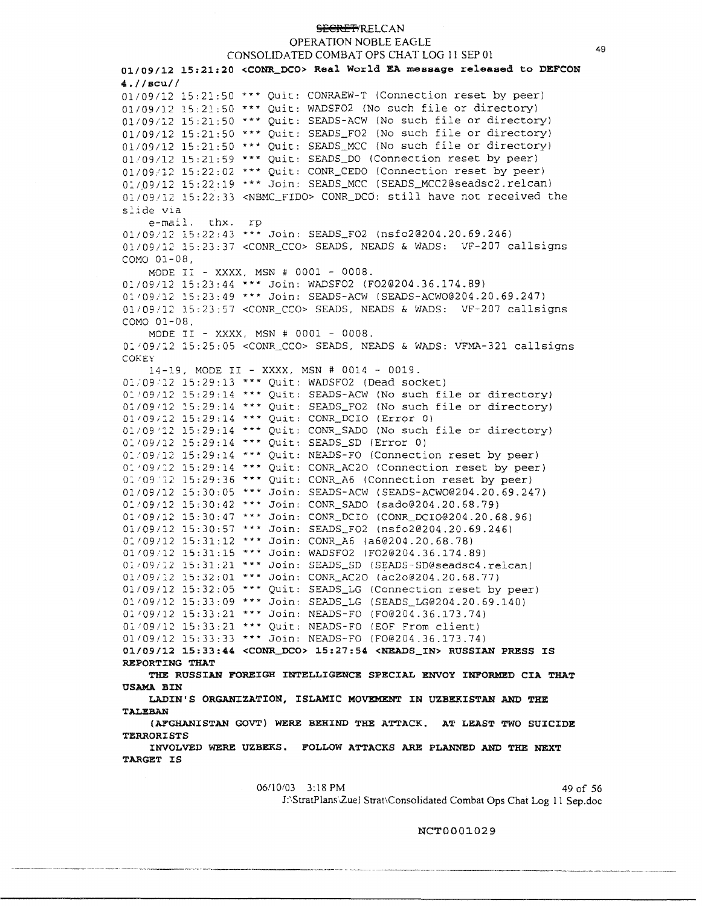SECRET/RELCAN
OPERATION NOBLE EAGLE
CONSOLIDATED COMBAT OPS CHAT LOG 11 SEP 01

**01/09/12 15:21:20 <CONR_DCO> Real World EA message released to DEFCON 4.//scu//**

```
01/09/12 15:21:50 *** Quit: CONRAEW-T (Connection reset by peer)
01/09/12 15:21:50 *** Quit: WADSFO2 (No such file or directory)
01/09/12 15:21:50 *** Quit: SEADS-ACW (No such file or directory)
01/09/12 15:21:50 *** Quit: SEADS_FO2 (No such file or directory)
01/09/12 15:21:50 *** Quit: SEADS_MCC (No such file or directory)
01/09/12 15:21:59 *** Quit: SEADS_DO (Connection reset by peer)
01/09/12 15:22:02 *** Quit: CONR_CEDO (Connection reset by peer)
01/09/12 15:22:19 *** Join: SEADS_MCC (SEADS_MCC2@seadsc2.relcan)
01/09/12 15:22:33 <NBMC_FIDO> CONR_DCO: still have not received the slide via
    e-mail. thx. rp
01/09/12 15:22:43 *** Join: SEADS_FO2 (nsfo2@204.20.69.246)
01/09/12 15:23:37 <CONR_CCO> SEADS, NEADS & WADS: VF-207 callsigns COMO 01-08,
    MODE II - XXXX, MSN # 0001 - 0008.
01/09/12 15:23:44 *** Join: WADSFO2 (FO2@204.36.174.89)
01/09/12 15:23:49 *** Join: SEADS-ACW (SEADS-ACWO@204.20.69.247)
01/09/12 15:23:57 <CONR_CCO> SEADS, NEADS & WADS: VF-207 callsigns COMO 01-08,
    MODE II - XXXX, MSN # 0001 - 0008.
01/09/12 15:25:05 <CONR_CCO> SEADS, NEADS & WADS: VFMA-321 callsigns COKEY
    14-19, MODE II - XXXX, MSN # 0014 - 0019.
01/09/12 15:29:13 *** Quit: WADSFO2 (Dead socket)
01/09/12 15:29:14 *** Quit: SEADS-ACW (No such file or directory)
01/09/12 15:29:14 *** Quit: SEADS_FO2 (No such file or directory)
01/09/12 15:29:14 *** Quit: CONR_DCIO (Error 0)
01/09/12 15:29:14 *** Quit: CONR_SADO (No such file or directory)
01/09/12 15:29:14 *** Quit: SEADS_SD (Error 0)
01/09/12 15:29:14 *** Quit: NEADS-FO (Connection reset by peer)
01/09/12 15:29:14 *** Quit: CONR_AC2O (Connection reset by peer)
01/09/12 15:29:36 *** Quit: CONR_A6 (Connection reset by peer)
01/09/12 15:30:05 *** Join: SEADS-ACW (SEADS-ACWO@204.20.69.247)
01/09/12 15:30:42 *** Join: CONR_SADO (sado@204.20.68.79)
01/09/12 15:30:47 *** Join: CONR_DCIO (CONR_DCIO@204.20.68.96)
01/09/12 15:30:57 *** Join: SEADS_FO2 (nsfo2@204.20.69.246)
01/09/12 15:31:12 *** Join: CONR_A6 (a6@204.20.68.78)
01/09/12 15:31:15 *** Join: WADSFO2 (FO2@204.36.174.89)
01/09/12 15:31:21 *** Join: SEADS_SD (SEADS-SD@seadsc4.relcan)
01/09/12 15:32:01 *** Join: CONR_AC2O (ac2o@204.20.68.77)
01/09/12 15:32:05 *** Quit: SEADS_LG (Connection reset by peer)
01/09/12 15:33:09 *** Join: SEADS_LG (SEADS_LG@204.20.69.140)
01/09/12 15:33:21 *** Join: NEADS-FO (FO@204.36.173.74)
01/09/12 15:33:21 *** Quit: NEADS-FO (EOF From client)
01/09/12 15:33:33 *** Join: NEADS-FO (FO@204.36.173.74)
```

**01/09/12 15:33:44 <CONR_DCO> 15:27:54 <NEADS_IN> RUSSIAN PRESS IS REPORTING THAT THE RUSSIAN FOREIGH INTELLIGENCE SPECIAL ENVOY INFORMED CIA THAT USAMA BIN LADIN'S ORGANIZATION, ISLAMIC MOVEMENT IN UZBEKISTAN AND THE TALEBAN (AFGHANISTAN GOVT) WERE BEHIND THE ATTACK. AT LEAST TWO SUICIDE TERRORISTS INVOLVED WERE UZBEKS. FOLLOW ATTACKS ARE PLANNED AND THE NEXT TARGET IS**

06/10/03 3:18 PM
J:\StratPlans\Zuel Strat\Consolidated Combat Ops Chat Log 11 Sep.doc

NCT0001029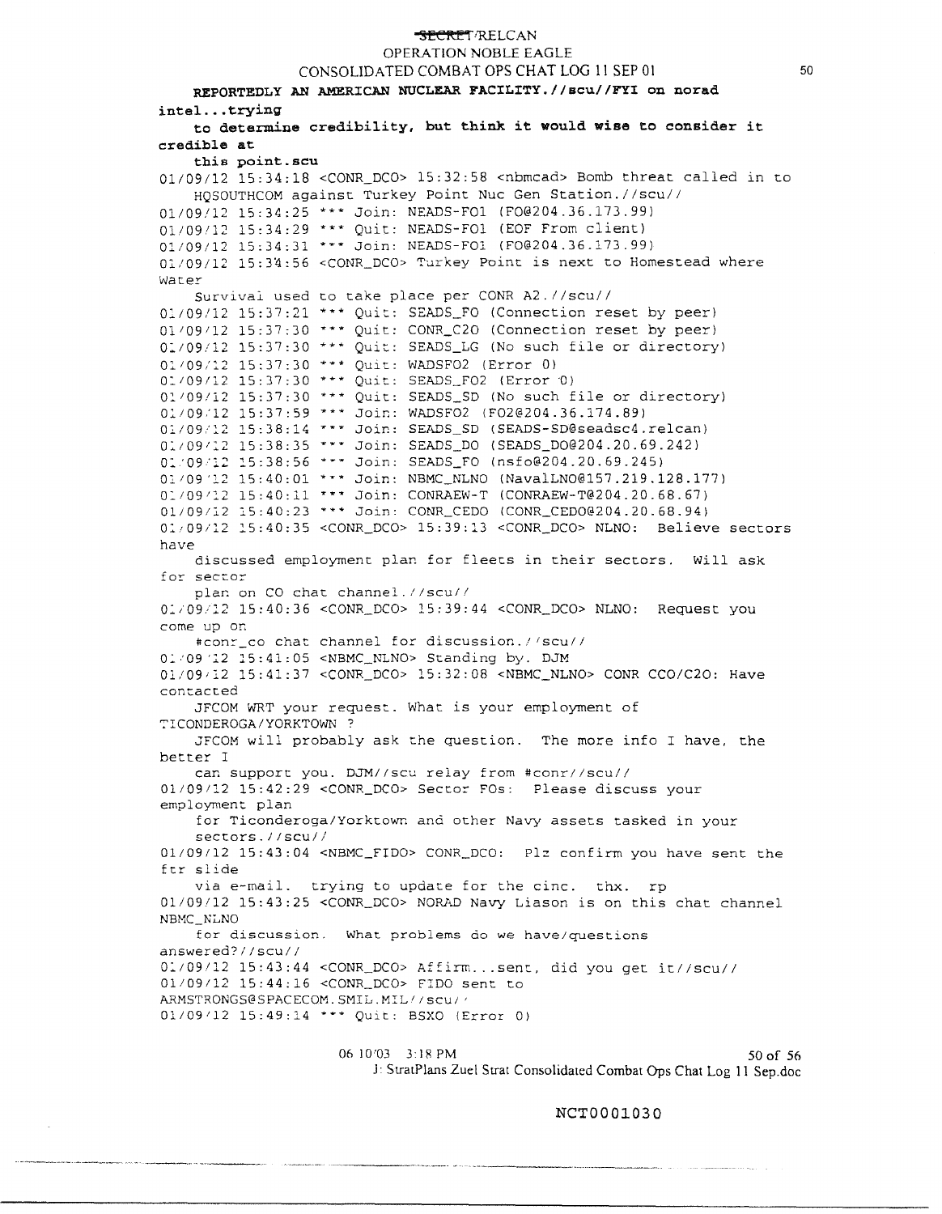**REPORTEDLY AN AMERICAN NUCLEAR FACILITY.//scu//FYI on norad intel...trying to determine credibility, but think it would wise to consider it credible at this point.scu**

```
01/09/12 15:34:18 <CONR_DCO> 15:32:58 <nbmcad> Bomb threat called in to
    HQSOUTHCOM against Turkey Point Nuc Gen Station.//scu//
01/09/12 15:34:25 *** Join: NEADS-FO1 (FO@204.36.173.99)
01/09/12 15:34:29 *** Quit: NEADS-FO1 (EOF From client)
01/09/12 15:34:31 *** Join: NEADS-FO1 (FO@204.36.173.99)
01/09/12 15:34:56 <CONR_DCO> Turkey Point is next to Homestead where Water
    Survival used to take place per CONR A2.//scu//
01/09/12 15:37:21 *** Quit: SEADS_FO (Connection reset by peer)
01/09/12 15:37:30 *** Quit: CONR_C2O (Connection reset by peer)
01/09/12 15:37:30 *** Quit: SEADS_LG (No such file or directory)
01/09/12 15:37:30 *** Quit: WADSFO2 (Error 0)
01/09/12 15:37:30 *** Quit: SEADS_FO2 (Error 0)
01/09/12 15:37:30 *** Quit: SEADS_SD (No such file or directory)
01/09/12 15:37:59 *** Join: WADSFO2 (FO2@204.36.174.89)
01/09/12 15:38:14 *** Join: SEADS_SD (SEADS-SD@seadsc4.relcan)
01/09/12 15:38:35 *** Join: SEADS_DO (SEADS_DO@204.20.69.242)
01/09/12 15:38:56 *** Join: SEADS_FO (nsfo@204.20.69.245)
01/09/12 15:40:01 *** Join: NBMC_NLNO (NavalLNO@157.219.128.177)
01/09/12 15:40:11 *** Join: CONRAEW-T (CONRAEW-T@204.20.68.67)
01/09/12 15:40:23 *** Join: CONR_CEDO (CONR_CEDO@204.20.68.94)
01/09/12 15:40:35 <CONR_DCO> 15:39:13 <CONR_DCO> NLNO: Believe sectors have
    discussed employment plan for fleets in their sectors. Will ask for sector
    plan on CO chat channel.//scu//
01/09/12 15:40:36 <CONR_DCO> 15:39:44 <CONR_DCO> NLNO: Request you come up on
    #conr_co chat channel for discussion.//scu//
01/09/12 15:41:05 <NBMC_NLNO> Standing by. DJM
01/09/12 15:41:37 <CONR_DCO> 15:32:08 <NBMC_NLNO> CONR CCO/C2O: Have contacted
    JFCOM WRT your request. What is your employment of TICONDEROGA/YORKTOWN ?
    JFCOM will probably ask the question. The more info I have, the better I
    can support you. DJM//scu relay from #conr//scu//
01/09/12 15:42:29 <CONR_DCO> Sector FOs: Please discuss your employment plan
    for Ticonderoga/Yorktown and other Navy assets tasked in your
    sectors.//scu//
01/09/12 15:43:04 <NBMC_FIDO> CONR_DCO: Plz confirm you have sent the ftr slide
    via e-mail. trying to update for the cinc. thx. rp
01/09/12 15:43:25 <CONR_DCO> NORAD Navy Liason is on this chat channel NBMC_NLNO
    for discussion. What problems do we have/questions answered?//scu//
01/09/12 15:43:44 <CONR_DCO> Affirm...sent, did you get it//scu//
01/09/12 15:44:16 <CONR_DCO> FIDO sent to ARMSTRONGS@SPACECOM.SMIL.MIL//scu//
01/09/12 15:49:14 *** Quit: BSXO (Error 0)
```

06 10'03 3:18 PM
J: StratPlans Zuel Strat Consolidated Combat Ops Chat Log 11 Sep.doc

NCT0001030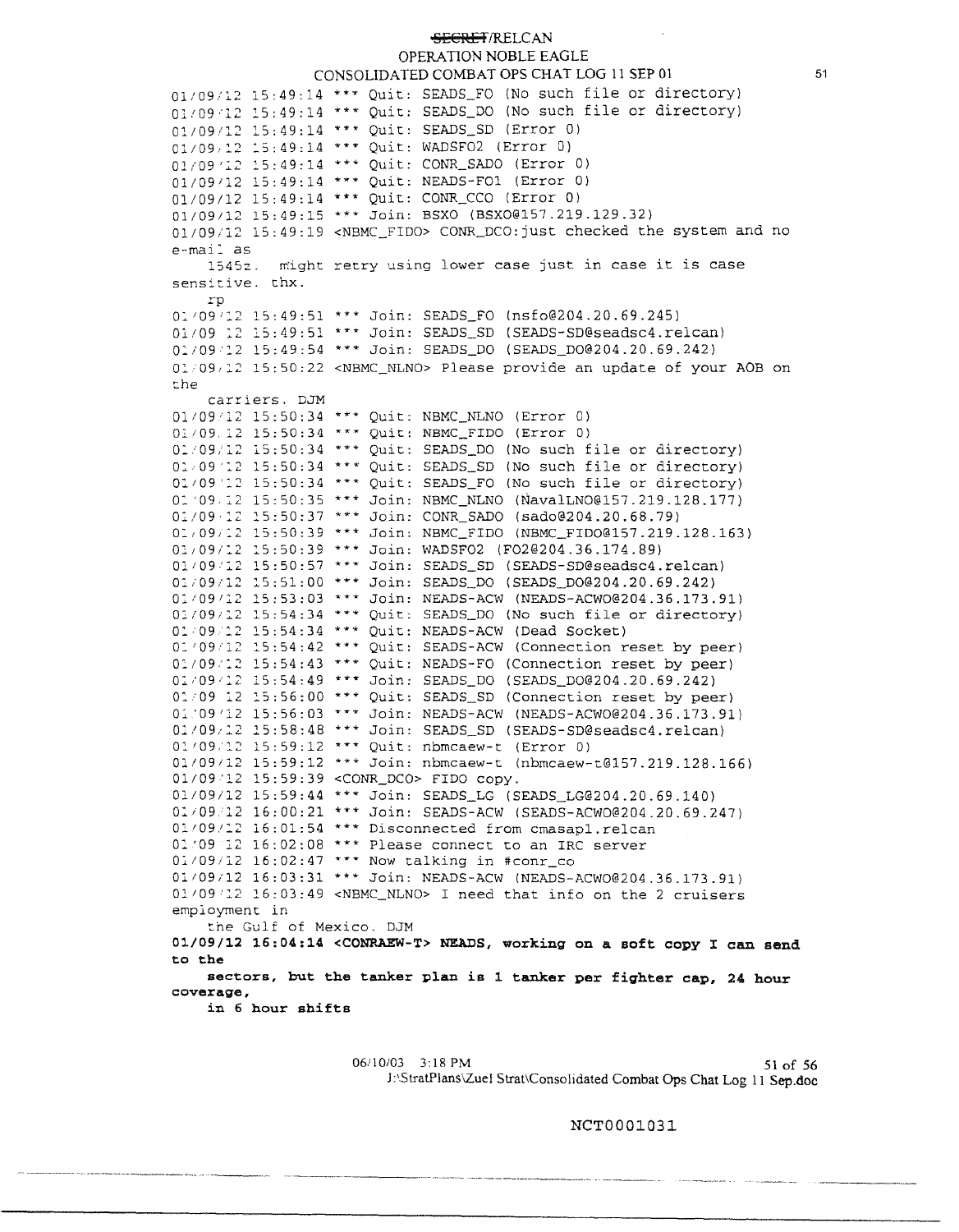SECRET/RELCAN
OPERATION NOBLE EAGLE
CONSOLIDATED COMBAT OPS CHAT LOG 11 SEP 01

```
01/09/12 15:49:14 *** Quit: SEADS_FO (No such file or directory)
01/09/12 15:49:14 *** Quit: SEADS_DO (No such file or directory)
01/09/12 15:49:14 *** Quit: SEADS_SD (Error 0)
01/09/12 15:49:14 *** Quit: WADSFO2 (Error 0)
01/09/12 15:49:14 *** Quit: CONR_SADO (Error 0)
01/09/12 15:49:14 *** Quit: NEADS-FO1 (Error 0)
01/09/12 15:49:14 *** Quit: CONR_CCO (Error 0)
01/09/12 15:49:15 *** Join: BSXO (BSXO@157.219.129.32)
01/09/12 15:49:19 <NBMC_FIDO> CONR_DCO:just checked the system and no
e-mail as
    1545z. might retry using lower case just in case it is case
sensitive. thx.
    rp
01/09/12 15:49:51 *** Join: SEADS_FO (nsfo@204.20.69.245)
01/09/12 15:49:51 *** Join: SEADS_SD (SEADS-SD@seadsc4.relcan)
01/09/12 15:49:54 *** Join: SEADS_DO (SEADS_DO@204.20.69.242)
01/09/12 15:50:22 <NBMC_NLNO> Please provide an update of your AOB on
the
    carriers. DJM
01/09/12 15:50:34 *** Quit: NBMC_NLNO (Error 0)
01/09/12 15:50:34 *** Quit: NBMC_FIDO (Error 0)
01/09/12 15:50:34 *** Quit: SEADS_DO (No such file or directory)
01/09/12 15:50:34 *** Quit: SEADS_SD (No such file or directory)
01/09/12 15:50:34 *** Quit: SEADS_FO (No such file or directory)
01/09/12 15:50:35 *** Join: NBMC_NLNO (NavalLNO@157.219.128.177)
01/09/12 15:50:37 *** Join: CONR_SADO (sado@204.20.68.79)
01/09/12 15:50:39 *** Join: NBMC_FIDO (NBMC_FIDO@157.219.128.163)
01/09/12 15:50:39 *** Join: WADSFO2 (FO2@204.36.174.89)
01/09/12 15:50:57 *** Join: SEADS_SD (SEADS-SD@seadsc4.relcan)
01/09/12 15:51:00 *** Join: SEADS_DO (SEADS_DO@204.20.69.242)
01/09/12 15:53:03 *** Join: NEADS-ACW (NEADS-ACWO@204.36.173.91)
01/09/12 15:54:34 *** Quit: SEADS_DO (No such file or directory)
01/09/12 15:54:34 *** Quit: NEADS-ACW (Dead Socket)
01/09/12 15:54:42 *** Quit: SEADS-ACW (Connection reset by peer)
01/09/12 15:54:43 *** Quit: NEADS-FO (Connection reset by peer)
01/09/12 15:54:49 *** Join: SEADS_DO (SEADS_DO@204.20.69.242)
01/09/12 15:56:00 *** Quit: SEADS_SD (Connection reset by peer)
01/09/12 15:56:03 *** Join: NEADS-ACW (NEADS-ACWO@204.36.173.91)
01/09/12 15:58:48 *** Join: SEADS_SD (SEADS-SD@seadsc4.relcan)
01/09/12 15:59:12 *** Quit: nbmcaew-t (Error 0)
01/09/12 15:59:12 *** Join: nbmcaew-t (nbmcaew-t@157.219.128.166)
01/09/12 15:59:39 <CONR_DCO> FIDO copy.
01/09/12 15:59:44 *** Join: SEADS_LG (SEADS_LG@204.20.69.140)
01/09/12 16:00:21 *** Join: SEADS-ACW (SEADS-ACWO@204.20.69.247)
01/09/12 16:01:54 *** Disconnected from cmasapl.relcan
01/09/12 16:02:08 *** Please connect to an IRC server
01/09/12 16:02:47 *** Now talking in #conr_co
01/09/12 16:03:31 *** Join: NEADS-ACW (NEADS-ACWO@204.36.173.91)
01/09/12 16:03:49 <NBMC_NLNO> I need that info on the 2 cruisers
employment in
    the Gulf of Mexico. DJM
```

**01/09/12 16:04:14 <CONRAEW-T> NEADS, working on a soft copy I can send to the sectors, but the tanker plan is 1 tanker per fighter cap, 24 hour coverage, in 6 hour shifts**

06/10/03 3:18 PM
J:\StratPlans\Zuel Strat\Consolidated Combat Ops Chat Log 11 Sep.doc

NCT0001031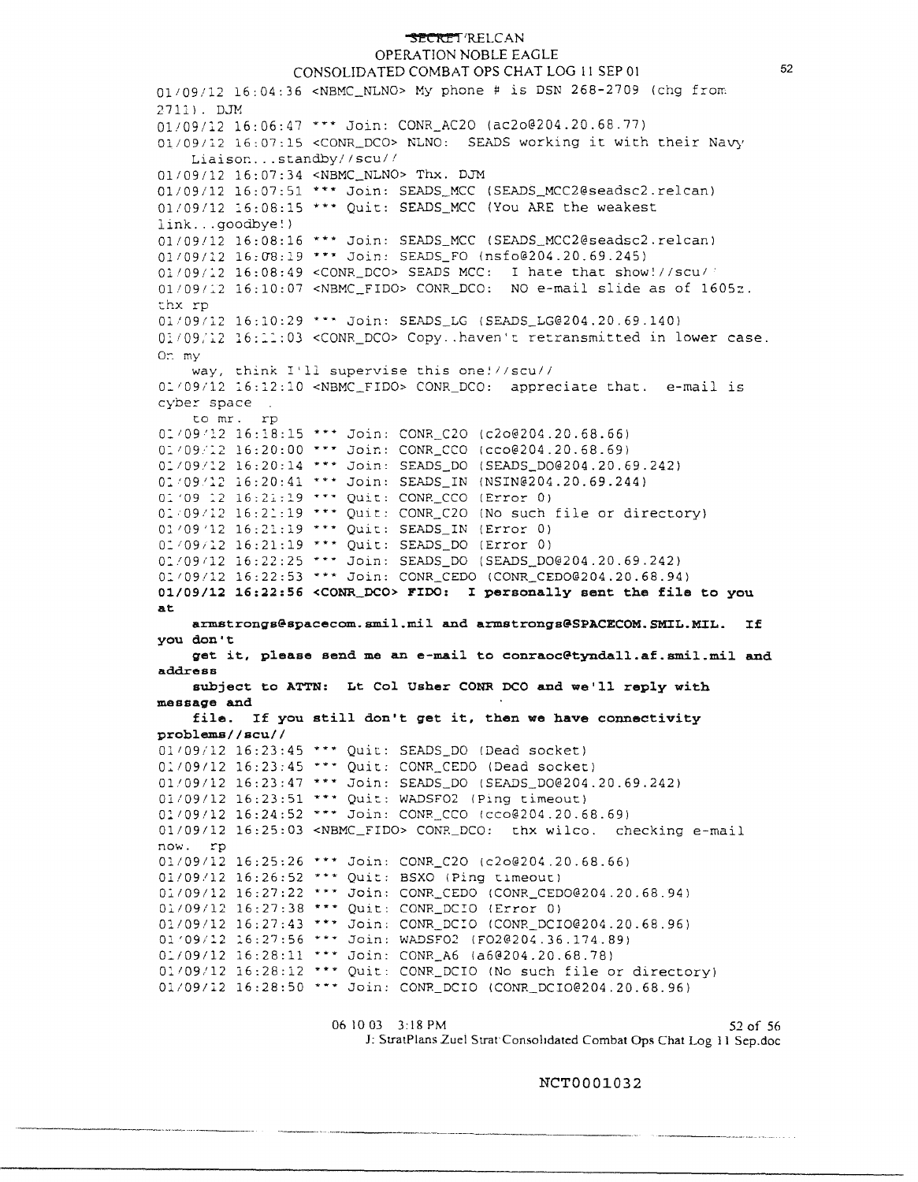SECRET/RELCAN
OPERATION NOBLE EAGLE
CONSOLIDATED COMBAT OPS CHAT LOG 11 SEP 01

```
01/09/12 16:04:36 <NBMC_NLNO> My phone # is DSN 268-2709 (chg from
2711). DJM
01/09/12 16:06:47 *** Join: CONR_AC2O (ac2o@204.20.68.77)
01/09/12 16:07:15 <CONR_DCO> NLNO:  SEADS working it with their Navy
    Liaison...standby//scu//
01/09/12 16:07:34 <NBMC_NLNO> Thx. DJM
01/09/12 16:07:51 *** Join: SEADS_MCC (SEADS_MCC2@seadsc2.relcan)
01/09/12 16:08:15 *** Quit: SEADS_MCC (You ARE the weakest
link...goodbye!)
01/09/12 16:08:16 *** Join: SEADS_MCC (SEADS_MCC2@seadsc2.relcan)
01/09/12 16:08:19 *** Join: SEADS_FO (nsfo@204.20.69.245)
01/09/12 16:08:49 <CONR_DCO> SEADS MCC:  I hate that show!//scu//
01/09/12 16:10:07 <NBMC_FIDO> CONR_DCO:  NO e-mail slide as of 1605z.
thx rp
01/09/12 16:10:29 *** Join: SEADS_LG (SEADS_LG@204.20.69.140)
01/09/12 16:11:03 <CONR_DCO> Copy..haven't retransmitted in lower case.
On my
    way, think I'll supervise this one!//scu//
01/09/12 16:12:10 <NBMC_FIDO> CONR_DCO:  appreciate that.  e-mail is
cyber space  .
    to mr.  rp
01/09/12 16:18:15 *** Join: CONR_C2O (c2o@204.20.68.66)
01/09/12 16:20:00 *** Join: CONR_CCO (cco@204.20.68.69)
01/09/12 16:20:14 *** Join: SEADS_DO (SEADS_DO@204.20.69.242)
01/09/12 16:20:41 *** Join: SEADS_IN (NSIN@204.20.69.244)
01/09/12 16:21:19 *** Quit: CONR_CCO (Error 0)
01/09/12 16:21:19 *** Quit: CONR_C2O (No such file or directory)
01/09/12 16:21:19 *** Quit: SEADS_IN (Error 0)
01/09/12 16:21:19 *** Quit: SEADS_DO (Error 0)
01/09/12 16:22:25 *** Join: SEADS_DO (SEADS_DO@204.20.69.242)
01/09/12 16:22:53 *** Join: CONR_CEDO (CONR_CEDO@204.20.68.94)
```

**01/09/12 16:22:56 <CONR_DCO> FIDO: I personally sent the file to you at armstrongs@spacecom.smil.mil and armstrongs@SPACECOM.SMIL.MIL. If you don't get it, please send me an e-mail to conraoc@tyndall.af.smil.mil and address subject to ATTN: Lt Col Usher CONR DCO and we'll reply with message and file. If you still don't get it, then we have connectivity problems//scu//**

```
01/09/12 16:23:45 *** Quit: SEADS_DO (Dead socket)
01/09/12 16:23:45 *** Quit: CONR_CEDO (Dead socket)
01/09/12 16:23:47 *** Join: SEADS_DO (SEADS_DO@204.20.69.242)
01/09/12 16:23:51 *** Quit: WADSFO2 (Ping timeout)
01/09/12 16:24:52 *** Join: CONR_CCO (cco@204.20.68.69)
01/09/12 16:25:03 <NBMC_FIDO> CONR_DCO:  thx wilco.  checking e-mail
now.  rp
01/09/12 16:25:26 *** Join: CONR_C2O (c2o@204.20.68.66)
01/09/12 16:26:52 *** Quit: BSXO (Ping timeout)
01/09/12 16:27:22 *** Join: CONR_CEDO (CONR_CEDO@204.20.68.94)
01/09/12 16:27:38 *** Quit: CONR_DCIO (Error 0)
01/09/12 16:27:43 *** Join: CONR_DCIO (CONR_DCIO@204.20.68.96)
01/09/12 16:27:56 *** Join: WADSFO2 (FO2@204.36.174.89)
01/09/12 16:28:11 *** Join: CONR_A6 (a6@204.20.68.78)
01/09/12 16:28:12 *** Quit: CONR_DCIO (No such file or directory)
01/09/12 16:28:50 *** Join: CONR_DCIO (CONR_DCIO@204.20.68.96)
```

06 10 03 3:18 PM
J: StratPlans Zuel Strat Consolidated Combat Ops Chat Log 11 Sep.doc

NCT0001032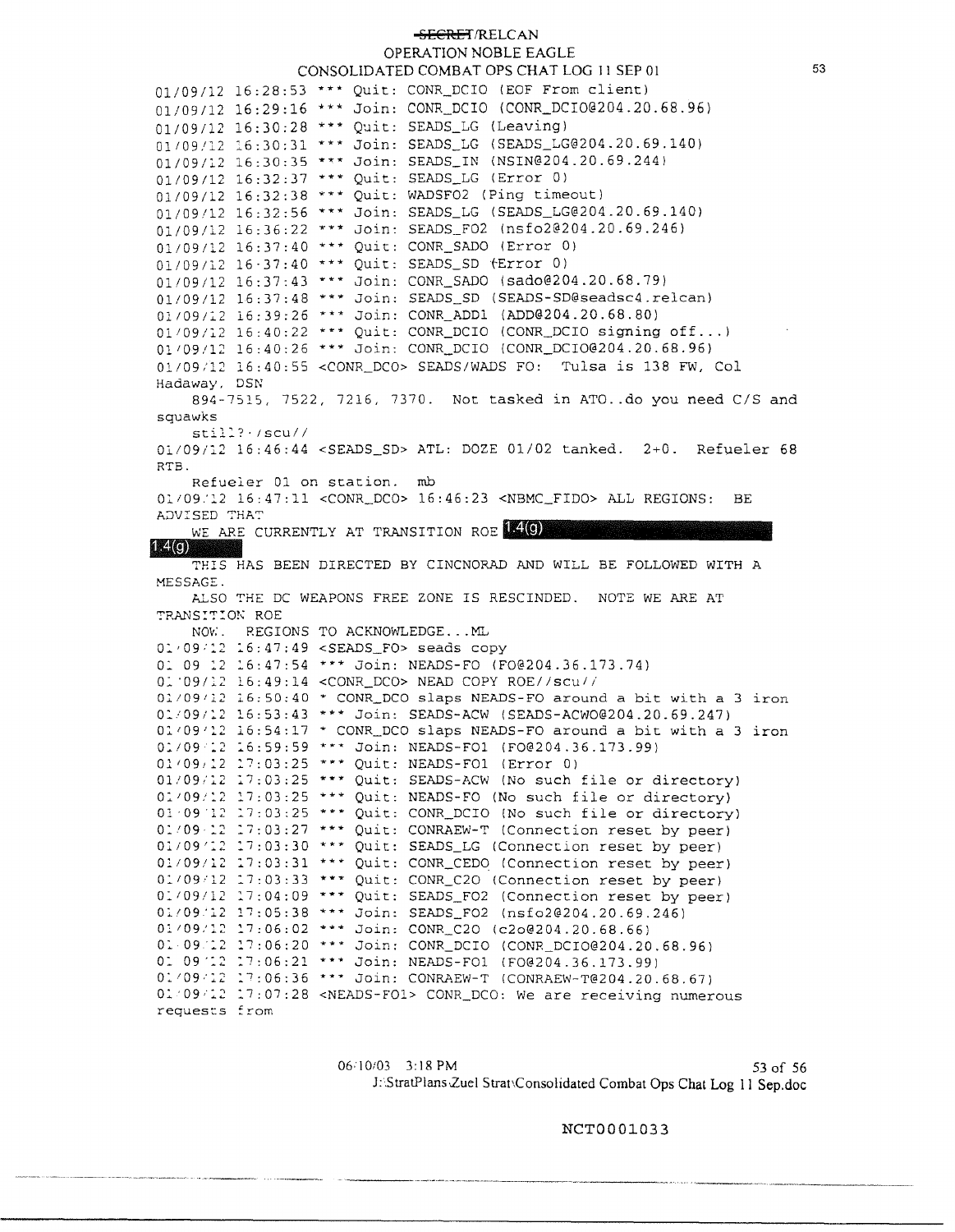SECRET/RELCAN
OPERATION NOBLE EAGLE
CONSOLIDATED COMBAT OPS CHAT LOG 11 SEP 01

```
01/09/12 16:28:53 *** Quit: CONR_DCIO (EOF From client)
01/09/12 16:29:16 *** Join: CONR_DCIO (CONR_DCIO@204.20.68.96)
01/09/12 16:30:28 *** Quit: SEADS_LG (Leaving)
01/09/12 16:30:31 *** Join: SEADS_LG (SEADS_LG@204.20.69.140)
01/09/12 16:30:35 *** Join: SEADS_IN (NSIN@204.20.69.244)
01/09/12 16:32:37 *** Quit: SEADS_LG (Error 0)
01/09/12 16:32:38 *** Quit: WADSFO2 (Ping timeout)
01/09/12 16:32:56 *** Join: SEADS_LG (SEADS_LG@204.20.69.140)
01/09/12 16:36:22 *** Join: SEADS_FO2 (nsfo2@204.20.69.246)
01/09/12 16:37:40 *** Quit: CONR_SADO (Error 0)
01/09/12 16:37:40 *** Quit: SEADS_SD (Error 0)
01/09/12 16:37:43 *** Join: CONR_SADO (sado@204.20.68.79)
01/09/12 16:37:48 *** Join: SEADS_SD (SEADS-SD@seadsc4.relcan)
01/09/12 16:39:26 *** Join: CONR_ADD1 (ADD@204.20.68.80)
01/09/12 16:40:22 *** Quit: CONR_DCIO (CONR_DCIO signing off...)
01/09/12 16:40:26 *** Join: CONR_DCIO (CONR_DCIO@204.20.68.96)
01/09/12 16:40:55 <CONR_DCO> SEADS/WADS FO: Tulsa is 138 FW, Col
Hadaway, DSN
   894-7515, 7522, 7216, 7370. Not tasked in ATO..do you need C/S and
squawks
   still?·/scu//
01/09/12 16:46:44 <SEADS_SD> ATL: DOZE 01/02 tanked. 2+0. Refueler 68
RTB.
   Refueler 01 on station. mb
01/09/12 16:47:11 <CONR_DCO> 16:46:23 <NBMC_FIDO> ALL REGIONS: BE
ADVISED THAT
   WE ARE CURRENTLY AT TRANSITION ROE 1.4(g)
1.4(g)
   THIS HAS BEEN DIRECTED BY CINCNORAD AND WILL BE FOLLOWED WITH A
MESSAGE.
   ALSO THE DC WEAPONS FREE ZONE IS RESCINDED. NOTE WE ARE AT
TRANSITION ROE
   NOW. REGIONS TO ACKNOWLEDGE...ML
01/09/12 16:47:49 <SEADS_FO> seads copy
01/09/12 16:47:54 *** Join: NEADS-FO (FO@204.36.173.74)
01/09/12 16:49:14 <CONR_DCO> NEAD COPY ROE//scu//
01/09/12 16:50:40 * CONR_DCO slaps NEADS-FO around a bit with a 3 iron
01/09/12 16:53:43 *** Join: SEADS-ACW (SEADS-ACWO@204.20.69.247)
01/09/12 16:54:17 * CONR_DCO slaps NEADS-FO around a bit with a 3 iron
01/09/12 16:59:59 *** Join: NEADS-FO1 (FO@204.36.173.99)
01/09/12 17:03:25 *** Quit: NEADS-FO1 (Error 0)
01/09/12 17:03:25 *** Quit: SEADS-ACW (No such file or directory)
01/09/12 17:03:25 *** Quit: NEADS-FO (No such file or directory)
01/09/12 17:03:25 *** Quit: CONR_DCIO (No such file or directory)
01/09/12 17:03:27 *** Quit: CONRAEW-T (Connection reset by peer)
01/09/12 17:03:30 *** Quit: SEADS_LG (Connection reset by peer)
01/09/12 17:03:31 *** Quit: CONR_CEDO (Connection reset by peer)
01/09/12 17:03:33 *** Quit: CONR_C2O (Connection reset by peer)
01/09/12 17:04:09 *** Quit: SEADS_FO2 (Connection reset by peer)
01/09/12 17:05:38 *** Join: SEADS_FO2 (nsfo2@204.20.69.246)
01/09/12 17:06:02 *** Join: CONR_C2O (c2o@204.20.68.66)
01/09/12 17:06:20 *** Join: CONR_DCIO (CONR_DCIO@204.20.68.96)
01/09/12 17:06:21 *** Join: NEADS-FO1 (FO@204.36.173.99)
01/09/12 17:06:36 *** Join: CONRAEW-T (CONRAEW-T@204.20.68.67)
01/09/12 17:07:28 <NEADS-FO1> CONR_DCO: We are receiving numerous
requests from
```

06/10/03 3:18 PM
J:\StratPlans\Zuel Strat\Consolidated Combat Ops Chat Log 11 Sep.doc

NCT0001033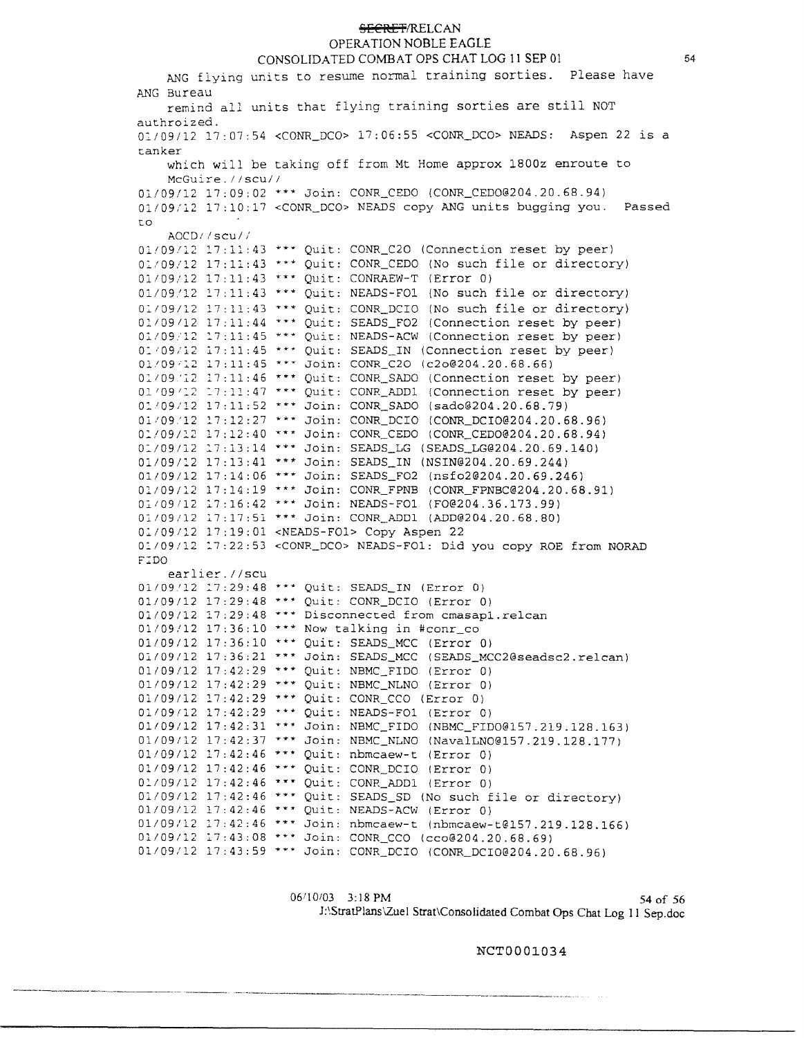SECRET/RELCAN
OPERATION NOBLE EAGLE
CONSOLIDATED COMBAT OPS CHAT LOG 11 SEP 01

```
    ANG flying units to resume normal training sorties.  Please have
ANG Bureau
    remind all units that flying training sorties are still NOT
authroized.
01/09/12 17:07:54 <CONR_DCO> 17:06:55 <CONR_DCO> NEADS:  Aspen 22 is a
tanker
    which will be taking off from Mt Home approx 1800z enroute to
    McGuire.//scu//
01/09/12 17:09:02 *** Join: CONR_CEDO (CONR_CEDO@204.20.68.94)
01/09/12 17:10:17 <CONR_DCO> NEADS copy ANG units bugging you.  Passed
to
    AOCD//scu//
01/09/12 17:11:43 *** Quit: CONR_C2O (Connection reset by peer)
01/09/12 17:11:43 *** Quit: CONR_CEDO (No such file or directory)
01/09/12 17:11:43 *** Quit: CONRAEW-T (Error 0)
01/09/12 17:11:43 *** Quit: NEADS-FO1 (No such file or directory)
01/09/12 17:11:43 *** Quit: CONR_DCIO (No such file or directory)
01/09/12 17:11:44 *** Quit: SEADS_FO2 (Connection reset by peer)
01/09/12 17:11:45 *** Quit: NEADS-ACW (Connection reset by peer)
01/09/12 17:11:45 *** Quit: SEADS_IN (Connection reset by peer)
01/09/12 17:11:45 *** Join: CONR_C2O (c2o@204.20.68.66)
01/09/12 17:11:46 *** Quit: CONR_SADO (Connection reset by peer)
01/09/12 17:11:47 *** Quit: CONR_ADD1 (Connection reset by peer)
01/09/12 17:11:52 *** Join: CONR_SADO (sado@204.20.68.79)
01/09/12 17:12:27 *** Join: CONR_DCIO (CONR_DCIO@204.20.68.96)
01/09/12 17:12:40 *** Join: CONR_CEDO (CONR_CEDO@204.20.68.94)
01/09/12 17:13:14 *** Join: SEADS_LG (SEADS_LG@204.20.69.140)
01/09/12 17:13:41 *** Join: SEADS_IN (NSIN@204.20.69.244)
01/09/12 17:14:06 *** Join: SEADS_FO2 (nsfo2@204.20.69.246)
01/09/12 17:14:19 *** Join: CONR_FPNB (CONR_FPNBC@204.20.68.91)
01/09/12 17:16:42 *** Join: NEADS-FO1 (FO@204.36.173.99)
01/09/12 17:17:51 *** Join: CONR_ADD1 (ADD@204.20.68.80)
01/09/12 17:19:01 <NEADS-FO1> Copy Aspen 22
01/09/12 17:22:53 <CONR_DCO> NEADS-FO1: Did you copy ROE from NORAD
FIDO
    earlier.//scu
01/09/12 17:29:48 *** Quit: SEADS_IN (Error 0)
01/09/12 17:29:48 *** Quit: CONR_DCIO (Error 0)
01/09/12 17:29:48 *** Disconnected from cmasap1.relcan
01/09/12 17:36:10 *** Now talking in #conr_co
01/09/12 17:36:10 *** Quit: SEADS_MCC (Error 0)
01/09/12 17:36:21 *** Join: SEADS_MCC (SEADS_MCC2@seadsc2.relcan)
01/09/12 17:42:29 *** Quit: NBMC_FIDO (Error 0)
01/09/12 17:42:29 *** Quit: NBMC_NLNO (Error 0)
01/09/12 17:42:29 *** Quit: CONR_CCO (Error 0)
01/09/12 17:42:29 *** Quit: NEADS-FO1 (Error 0)
01/09/12 17:42:31 *** Join: NBMC_FIDO (NBMC_FIDO@157.219.128.163)
01/09/12 17:42:37 *** Join: NBMC_NLNO (NavalLNO@157.219.128.177)
01/09/12 17:42:46 *** Quit: nbmcaew-t (Error 0)
01/09/12 17:42:46 *** Quit: CONR_DCIO (Error 0)
01/09/12 17:42:46 *** Quit: CONR_ADD1 (Error 0)
01/09/12 17:42:46 *** Quit: SEADS_SD (No such file or directory)
01/09/12 17:42:46 *** Quit: NEADS-ACW (Error 0)
01/09/12 17:42:46 *** Join: nbmcaew-t (nbmcaew-t@157.219.128.166)
01/09/12 17:43:08 *** Join: CONR_CCO (cco@204.20.68.69)
01/09/12 17:43:59 *** Join: CONR_DCIO (CONR_DCIO@204.20.68.96)
```

06/10/03 3:18 PM
J:\StratPlans\Zuel Strat\Consolidated Combat Ops Chat Log 11 Sep.doc

NCT0001034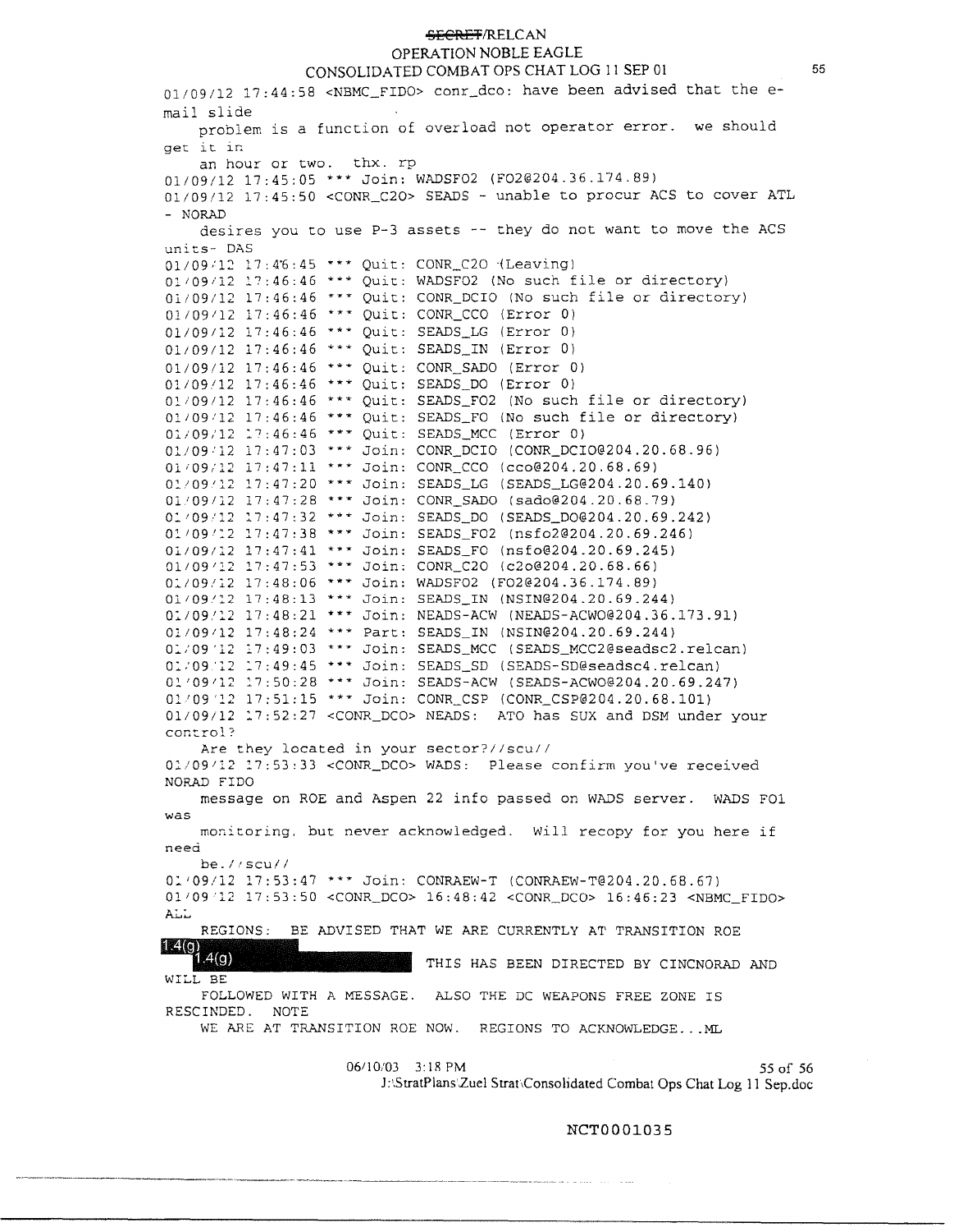01/09/12 17:44:58 <NBMC_FIDO> conr_dco: have been advised that the e-mail slide
problem is a function of overload not operator error. we should get it in
an hour or two. thx. rp
01/09/12 17:45:05 *** Join: WADSFO2 (FO2@204.36.174.89)
01/09/12 17:45:50 <CONR_C2O> SEADS - unable to procur ACS to cover ATL - NORAD
desires you to use P-3 assets -- they do not want to move the ACS units- DAS
01/09/12 17:46:45 *** Quit: CONR_C2O (Leaving)
01/09/12 17:46:46 *** Quit: WADSFO2 (No such file or directory)
01/09/12 17:46:46 *** Quit: CONR_DCIO (No such file or directory)
01/09/12 17:46:46 *** Quit: CONR_CCO (Error 0)
01/09/12 17:46:46 *** Quit: SEADS_LG (Error 0)
01/09/12 17:46:46 *** Quit: SEADS_IN (Error 0)
01/09/12 17:46:46 *** Quit: CONR_SADO (Error 0)
01/09/12 17:46:46 *** Quit: SEADS_DO (Error 0)
01/09/12 17:46:46 *** Quit: SEADS_FO2 (No such file or directory)
01/09/12 17:46:46 *** Quit: SEADS_FO (No such file or directory)
01/09/12 17:46:46 *** Quit: SEADS_MCC (Error 0)
01/09/12 17:47:03 *** Join: CONR_DCIO (CONR_DCIO@204.20.68.96)
01/09/12 17:47:11 *** Join: CONR_CCO (cco@204.20.68.69)
01/09/12 17:47:20 *** Join: SEADS_LG (SEADS_LG@204.20.69.140)
01/09/12 17:47:28 *** Join: CONR_SADO (sado@204.20.68.79)
01/09/12 17:47:32 *** Join: SEADS_DO (SEADS_DO@204.20.69.242)
01/09/12 17:47:38 *** Join: SEADS_FO2 (nsfo2@204.20.69.246)
01/09/12 17:47:41 *** Join: SEADS_FO (nsfo@204.20.69.245)
01/09/12 17:47:53 *** Join: CONR_C2O (c2o@204.20.68.66)
01/09/12 17:48:06 *** Join: WADSFO2 (FO2@204.36.174.89)
01/09/12 17:48:13 *** Join: SEADS_IN (NSIN@204.20.69.244)
01/09/12 17:48:21 *** Join: NEADS-ACW (NEADS-ACWO@204.36.173.91)
01/09/12 17:48:24 *** Part: SEADS_IN (NSIN@204.20.69.244)
01/09/12 17:49:03 *** Join: SEADS_MCC (SEADS_MCC2@seadsc2.relcan)
01/09/12 17:49:45 *** Join: SEADS_SD (SEADS-SD@seadsc4.relcan)
01/09/12 17:50:28 *** Join: SEADS-ACW (SEADS-ACWO@204.20.69.247)
01/09/12 17:51:15 *** Join: CONR_CSP (CONR_CSP@204.20.68.101)
01/09/12 17:52:27 <CONR_DCO> NEADS: ATO has SUX and DSM under your control?
Are they located in your sector?//scu//
01/09/12 17:53:33 <CONR_DCO> WADS: Please confirm you've received NORAD FIDO
message on ROE and Aspen 22 info passed on WADS server. WADS FO1 was
monitoring, but never acknowledged. Will recopy for you here if need
be.//scu//
01/09/12 17:53:47 *** Join: CONRAEW-T (CONRAEW-T@204.20.68.67)
01/09/12 17:53:50 <CONR_DCO> 16:48:42 <CONR_DCO> 16:46:23 <NBMC_FIDO> ALL
REGIONS: BE ADVISED THAT WE ARE CURRENTLY AT TRANSITION ROE
1.4(g)
1.4(g) THIS HAS BEEN DIRECTED BY CINCNORAD AND WILL BE
FOLLOWED WITH A MESSAGE. ALSO THE DC WEAPONS FREE ZONE IS RESCINDED. NOTE
WE ARE AT TRANSITION ROE NOW. REGIONS TO ACKNOWLEDGE...ML

06/10/03 3:18 PM
J:\StratPlans\Zuel Strat\Consolidated Combat Ops Chat Log 11 Sep.doc

NCT0001035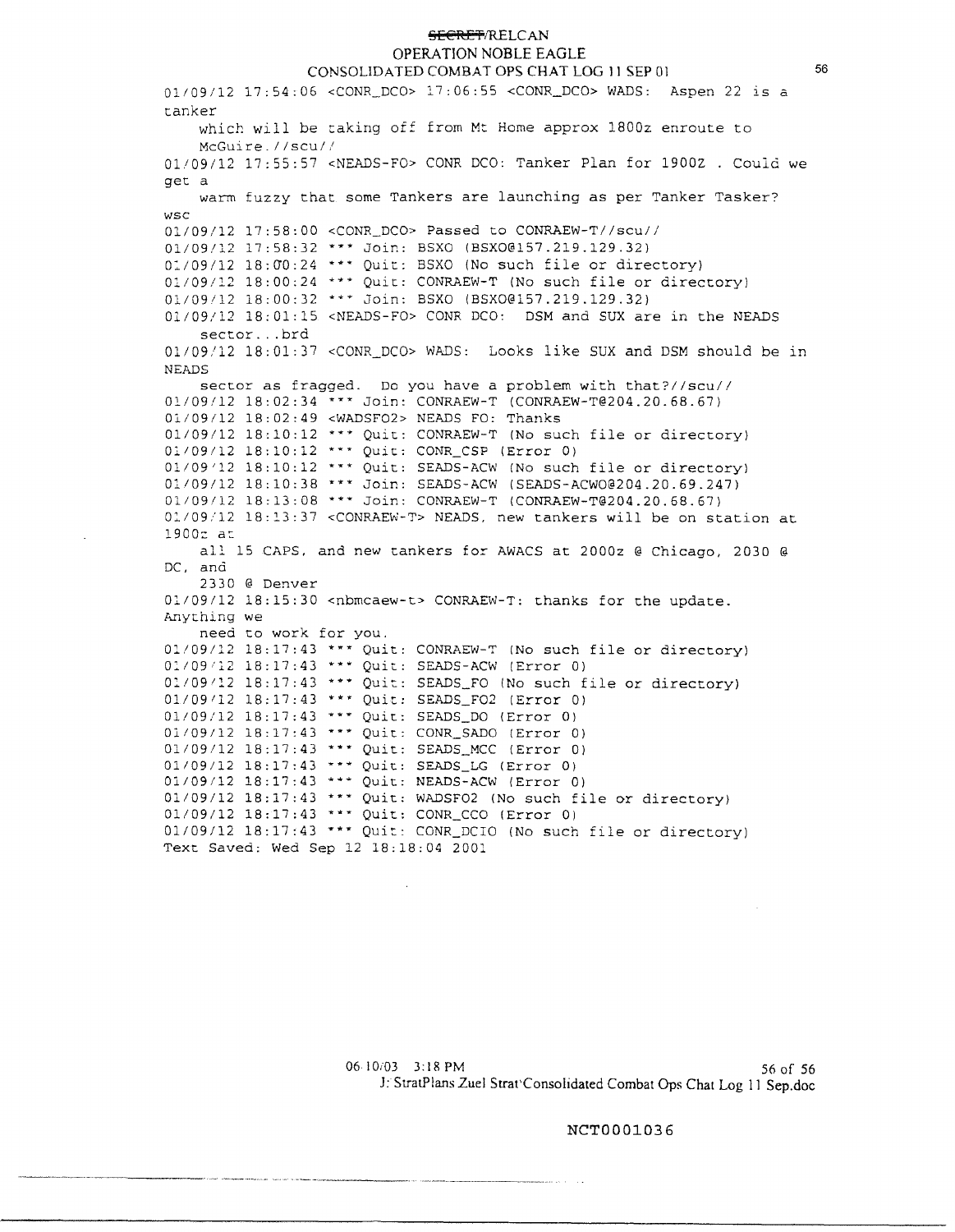~~SECRET~~/RELCAN
OPERATION NOBLE EAGLE
CONSOLIDATED COMBAT OPS CHAT LOG 11 SEP 01

```
01/09/12 17:54:06 <CONR_DCO> 17:06:55 <CONR_DCO> WADS:  Aspen 22 is a
tanker
    which will be taking off from Mt Home approx 1800z enroute to
    McGuire.//scu//
01/09/12 17:55:57 <NEADS-FO> CONR DCO: Tanker Plan for 1900Z . Could we
get a
    warm fuzzy that some Tankers are launching as per Tanker Tasker?
wsc
01/09/12 17:58:00 <CONR_DCO> Passed to CONRAEW-T//scu//
01/09/12 17:58:32 *** Join: BSXO (BSXO@157.219.129.32)
01/09/12 18:00:24 *** Quit: BSXO (No such file or directory)
01/09/12 18:00:24 *** Quit: CONRAEW-T (No such file or directory)
01/09/12 18:00:32 *** Join: BSXO (BSXO@157.219.129.32)
01/09/12 18:01:15 <NEADS-FO> CONR DCO:  DSM and SUX are in the NEADS
    sector...brd
01/09/12 18:01:37 <CONR_DCO> WADS:  Looks like SUX and DSM should be in
NEADS
    sector as fragged.  Do you have a problem with that?//scu//
01/09/12 18:02:34 *** Join: CONRAEW-T (CONRAEW-T@204.20.68.67)
01/09/12 18:02:49 <WADSFO2> NEADS FO: Thanks
01/09/12 18:10:12 *** Quit: CONRAEW-T (No such file or directory)
01/09/12 18:10:12 *** Quit: CONR_CSP (Error 0)
01/09/12 18:10:12 *** Quit: SEADS-ACW (No such file or directory)
01/09/12 18:10:38 *** Join: SEADS-ACW (SEADS-ACWO@204.20.69.247)
01/09/12 18:13:08 *** Join: CONRAEW-T (CONRAEW-T@204.20.68.67)
01/09/12 18:13:37 <CONRAEW-T> NEADS, new tankers will be on station at
1900z at
    all 15 CAPS, and new tankers for AWACS at 2000z @ Chicago, 2030 @
DC, and
    2330 @ Denver
01/09/12 18:15:30 <nbmcaew-t> CONRAEW-T: thanks for the update.
Anything we
    need to work for you.
01/09/12 18:17:43 *** Quit: CONRAEW-T (No such file or directory)
01/09/12 18:17:43 *** Quit: SEADS-ACW (Error 0)
01/09/12 18:17:43 *** Quit: SEADS_FO (No such file or directory)
01/09/12 18:17:43 *** Quit: SEADS_FO2 (Error 0)
01/09/12 18:17:43 *** Quit: SEADS_DO (Error 0)
01/09/12 18:17:43 *** Quit: CONR_SADO (Error 0)
01/09/12 18:17:43 *** Quit: SEADS_MCC (Error 0)
01/09/12 18:17:43 *** Quit: SEADS_LG (Error 0)
01/09/12 18:17:43 *** Quit: NEADS-ACW (Error 0)
01/09/12 18:17:43 *** Quit: WADSFO2 (No such file or directory)
01/09/12 18:17:43 *** Quit: CONR_CCO (Error 0)
01/09/12 18:17:43 *** Quit: CONR_DCIO (No such file or directory)
Text Saved: Wed Sep 12 18:18:04 2001
```

06/10/03 3:18 PM
J:\StratPlans\Zuel Strat\Consolidated Combat Ops Chat Log 11 Sep.doc

NCT0001036